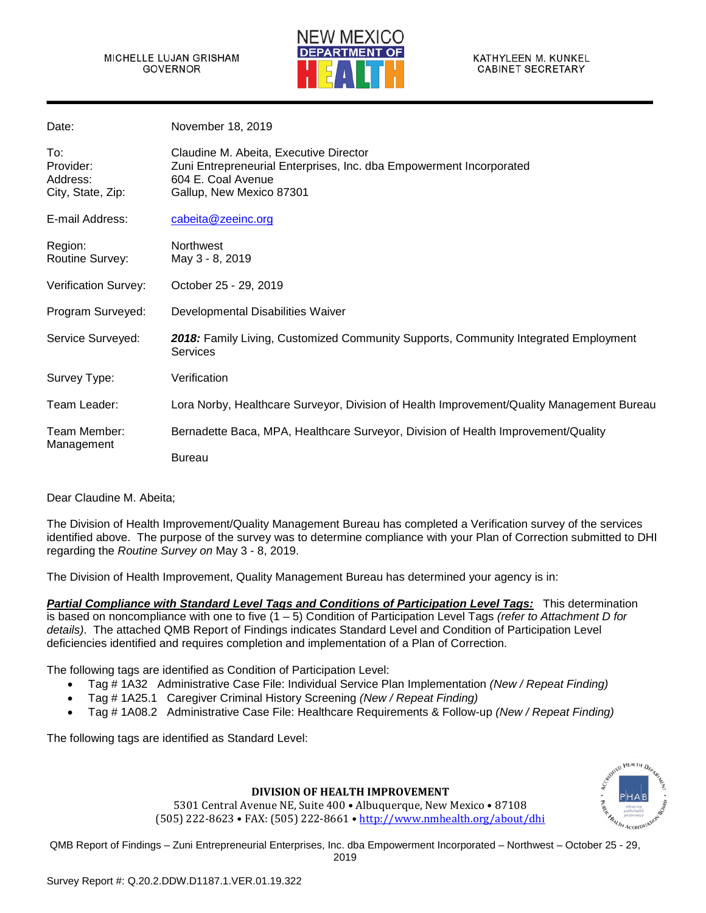MICHELLE LUJAN GRISHAM
GOVERNOR

NEW MEXICO DEPARTMENT OF HEALTH

KATHYLEEN M. KUNKEL
CABINET SECRETARY

| | |
|---|---|
| Date: | November 18, 2019 |
| To: | Claudine M. Abeita, Executive Director |
| Provider: | Zuni Entrepreneurial Enterprises, Inc. dba Empowerment Incorporated |
| Address: | 604 E. Coal Avenue |
| City, State, Zip: | Gallup, New Mexico 87301 |
| E-mail Address: | cabeita@zeeinc.org |
| Region: | Northwest |
| Routine Survey: | May 3 - 8, 2019 |
| Verification Survey: | October 25 - 29, 2019 |
| Program Surveyed: | Developmental Disabilities Waiver |
| Service Surveyed: | ***2018:*** Family Living, Customized Community Supports, Community Integrated Employment Services |
| Survey Type: | Verification |
| Team Leader: | Lora Norby, Healthcare Surveyor, Division of Health Improvement/Quality Management Bureau |
| Team Member: | Bernadette Baca, MPA, Healthcare Surveyor, Division of Health Improvement/Quality Management Bureau |

Dear Claudine M. Abeita;

The Division of Health Improvement/Quality Management Bureau has completed a Verification survey of the services identified above. The purpose of the survey was to determine compliance with your Plan of Correction submitted to DHI regarding the *Routine Survey on* May 3 - 8, 2019.

The Division of Health Improvement, Quality Management Bureau has determined your agency is in:

***Partial Compliance with Standard Level Tags and Conditions of Participation Level Tags:*** This determination is based on noncompliance with one to five (1 – 5) Condition of Participation Level Tags *(refer to Attachment D for details)*. The attached QMB Report of Findings indicates Standard Level and Condition of Participation Level deficiencies identified and requires completion and implementation of a Plan of Correction.

The following tags are identified as Condition of Participation Level:

- Tag # 1A32 Administrative Case File: Individual Service Plan Implementation *(New / Repeat Finding)*
- Tag # 1A25.1 Caregiver Criminal History Screening *(New / Repeat Finding)*
- Tag # 1A08.2 Administrative Case File: Healthcare Requirements & Follow-up *(New / Repeat Finding)*

The following tags are identified as Standard Level:

**DIVISION OF HEALTH IMPROVEMENT**
5301 Central Avenue NE, Suite 400 • Albuquerque, New Mexico • 87108
(505) 222-8623 • FAX: (505) 222-8661 • http://www.nmhealth.org/about/dhi

QMB Report of Findings – Zuni Entrepreneurial Enterprises, Inc. dba Empowerment Incorporated – Northwest – October 25 - 29, 2019

Survey Report #: Q.20.2.DDW.D1187.1.VER.01.19.322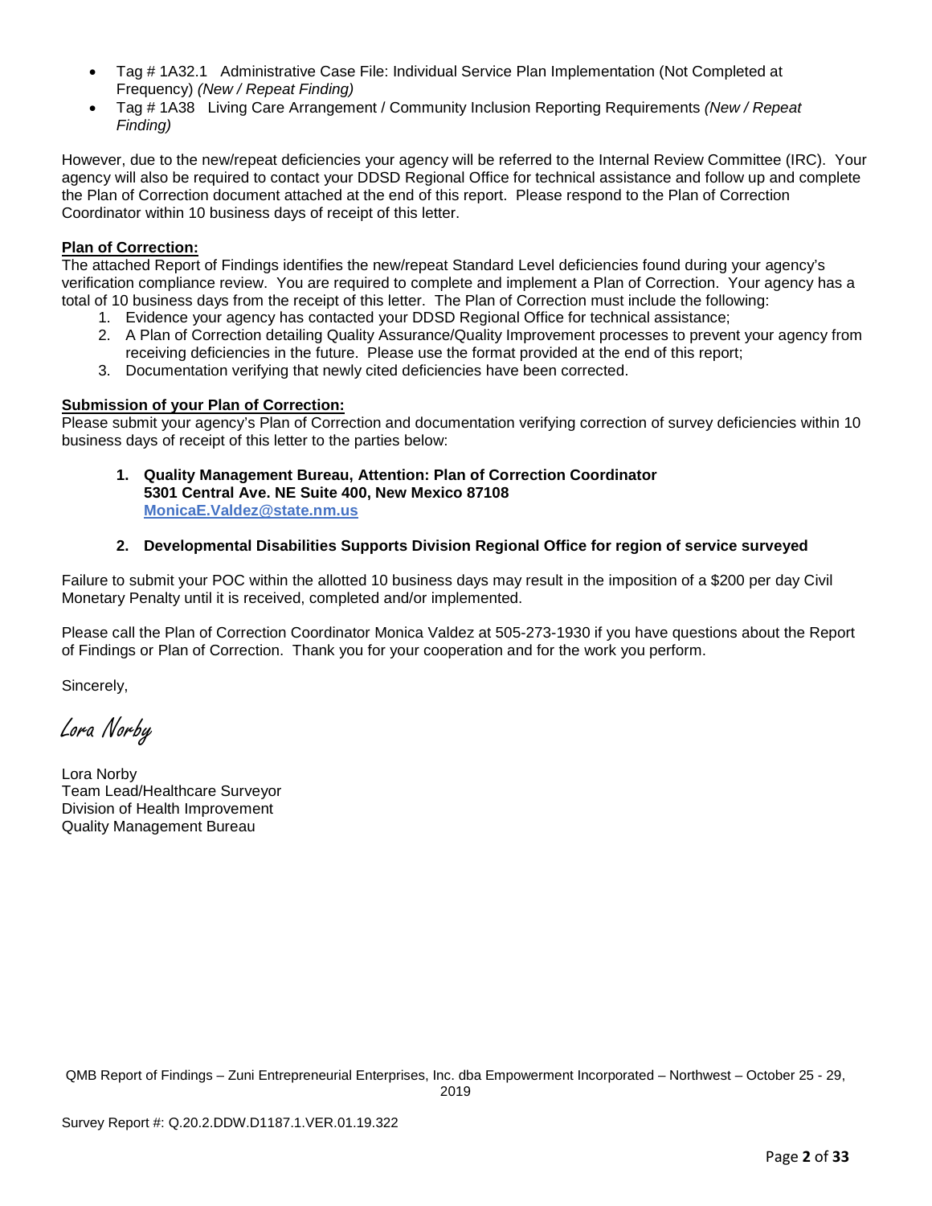- Tag # 1A32.1 Administrative Case File: Individual Service Plan Implementation (Not Completed at Frequency) *(New / Repeat Finding)*
- Tag # 1A38 Living Care Arrangement / Community Inclusion Reporting Requirements *(New / Repeat Finding)*

However, due to the new/repeat deficiencies your agency will be referred to the Internal Review Committee (IRC). Your agency will also be required to contact your DDSD Regional Office for technical assistance and follow up and complete the Plan of Correction document attached at the end of this report. Please respond to the Plan of Correction Coordinator within 10 business days of receipt of this letter.

**Plan of Correction:**
The attached Report of Findings identifies the new/repeat Standard Level deficiencies found during your agency's verification compliance review. You are required to complete and implement a Plan of Correction. Your agency has a total of 10 business days from the receipt of this letter. The Plan of Correction must include the following:

1. Evidence your agency has contacted your DDSD Regional Office for technical assistance;
2. A Plan of Correction detailing Quality Assurance/Quality Improvement processes to prevent your agency from receiving deficiencies in the future. Please use the format provided at the end of this report;
3. Documentation verifying that newly cited deficiencies have been corrected.

**Submission of your Plan of Correction:**
Please submit your agency's Plan of Correction and documentation verifying correction of survey deficiencies within 10 business days of receipt of this letter to the parties below:

1. **Quality Management Bureau, Attention: Plan of Correction Coordinator**
   **5301 Central Ave. NE Suite 400, New Mexico 87108**
   **MonicaE.Valdez@state.nm.us**

2. **Developmental Disabilities Supports Division Regional Office for region of service surveyed**

Failure to submit your POC within the allotted 10 business days may result in the imposition of a $200 per day Civil Monetary Penalty until it is received, completed and/or implemented.

Please call the Plan of Correction Coordinator Monica Valdez at 505-273-1930 if you have questions about the Report of Findings or Plan of Correction. Thank you for your cooperation and for the work you perform.

Sincerely,

*Lora Norby*

Lora Norby
Team Lead/Healthcare Surveyor
Division of Health Improvement
Quality Management Bureau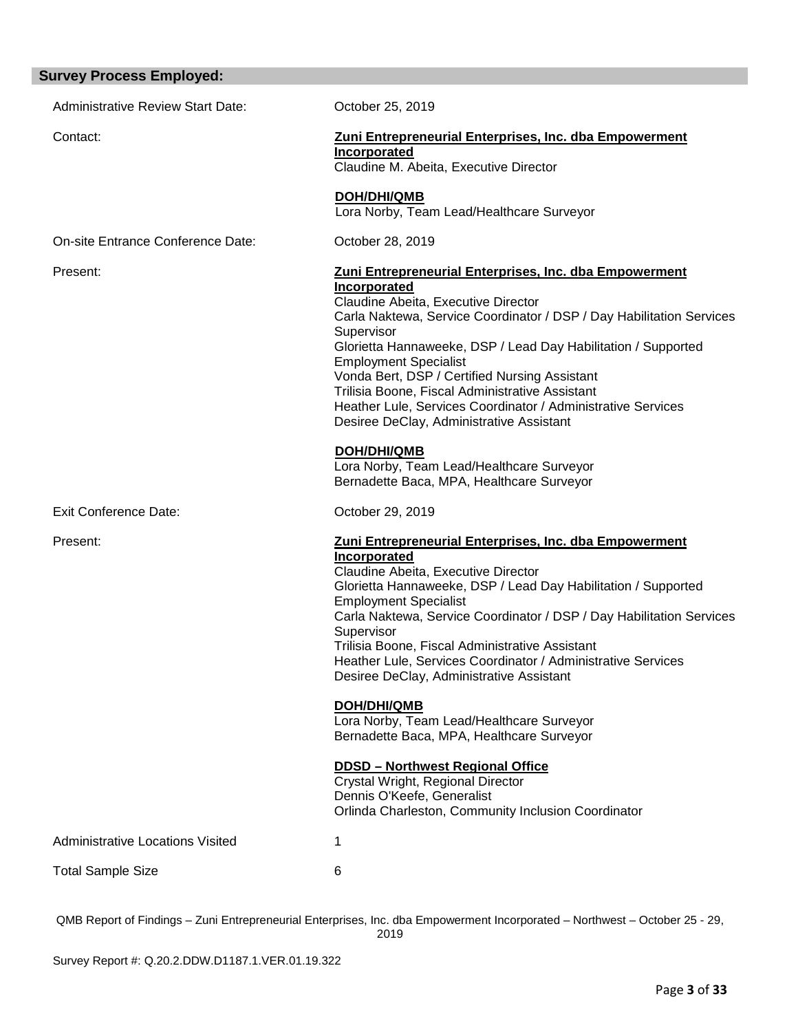## Survey Process Employed:

Administrative Review Start Date: October 25, 2019

Contact:

**Zuni Entrepreneurial Enterprises, Inc. dba Empowerment Incorporated**
Claudine M. Abeita, Executive Director

**DOH/DHI/QMB**
Lora Norby, Team Lead/Healthcare Surveyor

On-site Entrance Conference Date: October 28, 2019

Present:

**Zuni Entrepreneurial Enterprises, Inc. dba Empowerment Incorporated**
Claudine Abeita, Executive Director
Carla Naktewa, Service Coordinator / DSP / Day Habilitation Services Supervisor
Glorietta Hannaweeke, DSP / Lead Day Habilitation / Supported Employment Specialist
Vonda Bert, DSP / Certified Nursing Assistant
Trilisia Boone, Fiscal Administrative Assistant
Heather Lule, Services Coordinator / Administrative Services
Desiree DeClay, Administrative Assistant

**DOH/DHI/QMB**
Lora Norby, Team Lead/Healthcare Surveyor
Bernadette Baca, MPA, Healthcare Surveyor

Exit Conference Date: October 29, 2019

Present:

**Zuni Entrepreneurial Enterprises, Inc. dba Empowerment Incorporated**
Claudine Abeita, Executive Director
Glorietta Hannaweeke, DSP / Lead Day Habilitation / Supported Employment Specialist
Carla Naktewa, Service Coordinator / DSP / Day Habilitation Services Supervisor
Trilisia Boone, Fiscal Administrative Assistant
Heather Lule, Services Coordinator / Administrative Services
Desiree DeClay, Administrative Assistant

**DOH/DHI/QMB**
Lora Norby, Team Lead/Healthcare Surveyor
Bernadette Baca, MPA, Healthcare Surveyor

**DDSD – Northwest Regional Office**
Crystal Wright, Regional Director
Dennis O'Keefe, Generalist
Orlinda Charleston, Community Inclusion Coordinator

Administrative Locations Visited: 1

Total Sample Size: 6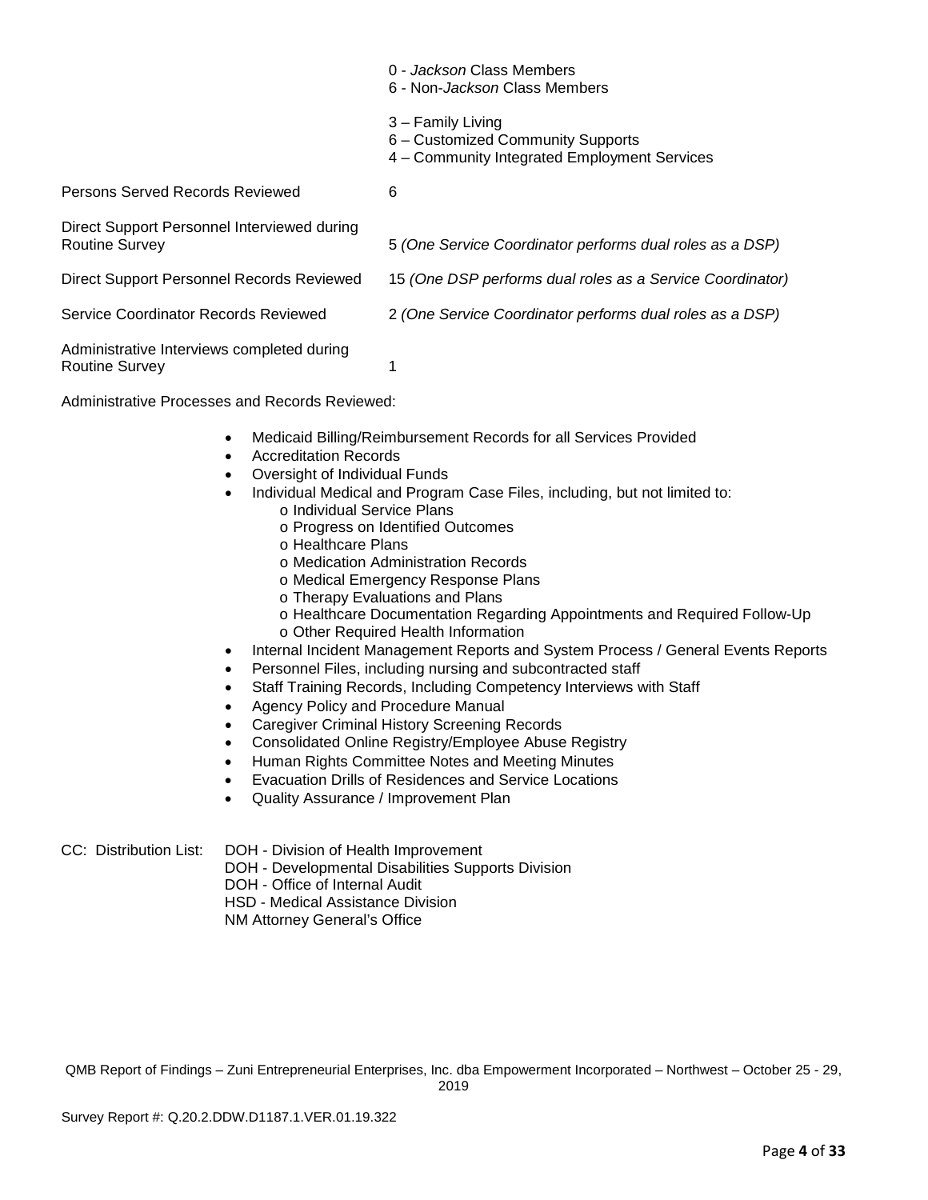0 - *Jackson* Class Members
6 - Non-*Jackson* Class Members

3 – Family Living
6 – Customized Community Supports
4 – Community Integrated Employment Services

| | |
|---|---|
| Persons Served Records Reviewed | 6 |
| Direct Support Personnel Interviewed during Routine Survey | 5 *(One Service Coordinator performs dual roles as a DSP)* |
| Direct Support Personnel Records Reviewed | 15 *(One DSP performs dual roles as a Service Coordinator)* |
| Service Coordinator Records Reviewed | 2 *(One Service Coordinator performs dual roles as a DSP)* |
| Administrative Interviews completed during Routine Survey | 1 |

Administrative Processes and Records Reviewed:

- Medicaid Billing/Reimbursement Records for all Services Provided
- Accreditation Records
- Oversight of Individual Funds
- Individual Medical and Program Case Files, including, but not limited to:
  - o Individual Service Plans
  - o Progress on Identified Outcomes
  - o Healthcare Plans
  - o Medication Administration Records
  - o Medical Emergency Response Plans
  - o Therapy Evaluations and Plans
  - o Healthcare Documentation Regarding Appointments and Required Follow-Up
  - o Other Required Health Information
- Internal Incident Management Reports and System Process / General Events Reports
- Personnel Files, including nursing and subcontracted staff
- Staff Training Records, Including Competency Interviews with Staff
- Agency Policy and Procedure Manual
- Caregiver Criminal History Screening Records
- Consolidated Online Registry/Employee Abuse Registry
- Human Rights Committee Notes and Meeting Minutes
- Evacuation Drills of Residences and Service Locations
- Quality Assurance / Improvement Plan

CC: Distribution List: DOH - Division of Health Improvement
DOH - Developmental Disabilities Supports Division
DOH - Office of Internal Audit
HSD - Medical Assistance Division
NM Attorney General's Office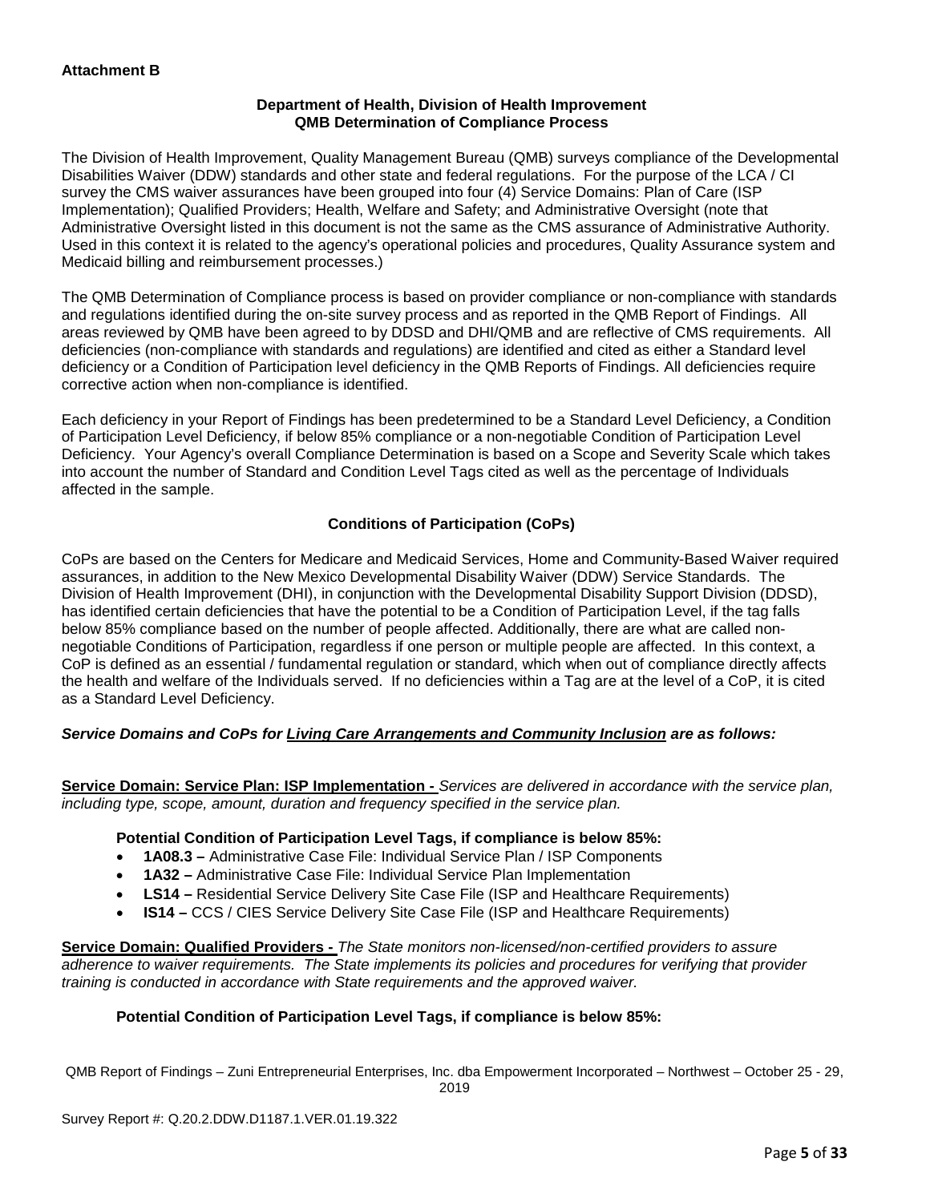**Attachment B**

**Department of Health, Division of Health Improvement**
**QMB Determination of Compliance Process**

The Division of Health Improvement, Quality Management Bureau (QMB) surveys compliance of the Developmental Disabilities Waiver (DDW) standards and other state and federal regulations. For the purpose of the LCA / CI survey the CMS waiver assurances have been grouped into four (4) Service Domains: Plan of Care (ISP Implementation); Qualified Providers; Health, Welfare and Safety; and Administrative Oversight (note that Administrative Oversight listed in this document is not the same as the CMS assurance of Administrative Authority. Used in this context it is related to the agency's operational policies and procedures, Quality Assurance system and Medicaid billing and reimbursement processes.)

The QMB Determination of Compliance process is based on provider compliance or non-compliance with standards and regulations identified during the on-site survey process and as reported in the QMB Report of Findings. All areas reviewed by QMB have been agreed to by DDSD and DHI/QMB and are reflective of CMS requirements. All deficiencies (non-compliance with standards and regulations) are identified and cited as either a Standard level deficiency or a Condition of Participation level deficiency in the QMB Reports of Findings. All deficiencies require corrective action when non-compliance is identified.

Each deficiency in your Report of Findings has been predetermined to be a Standard Level Deficiency, a Condition of Participation Level Deficiency, if below 85% compliance or a non-negotiable Condition of Participation Level Deficiency. Your Agency's overall Compliance Determination is based on a Scope and Severity Scale which takes into account the number of Standard and Condition Level Tags cited as well as the percentage of Individuals affected in the sample.

**Conditions of Participation (CoPs)**

CoPs are based on the Centers for Medicare and Medicaid Services, Home and Community-Based Waiver required assurances, in addition to the New Mexico Developmental Disability Waiver (DDW) Service Standards. The Division of Health Improvement (DHI), in conjunction with the Developmental Disability Support Division (DDSD), has identified certain deficiencies that have the potential to be a Condition of Participation Level, if the tag falls below 85% compliance based on the number of people affected. Additionally, there are what are called non-negotiable Conditions of Participation, regardless if one person or multiple people are affected. In this context, a CoP is defined as an essential / fundamental regulation or standard, which when out of compliance directly affects the health and welfare of the Individuals served. If no deficiencies within a Tag are at the level of a CoP, it is cited as a Standard Level Deficiency.

***Service Domains and CoPs for Living Care Arrangements and Community Inclusion are as follows:***

**Service Domain: Service Plan: ISP Implementation -** *Services are delivered in accordance with the service plan, including type, scope, amount, duration and frequency specified in the service plan.*

**Potential Condition of Participation Level Tags, if compliance is below 85%:**

- **1A08.3 –** Administrative Case File: Individual Service Plan / ISP Components
- **1A32 –** Administrative Case File: Individual Service Plan Implementation
- **LS14 –** Residential Service Delivery Site Case File (ISP and Healthcare Requirements)
- **IS14 –** CCS / CIES Service Delivery Site Case File (ISP and Healthcare Requirements)

**Service Domain: Qualified Providers -** *The State monitors non-licensed/non-certified providers to assure adherence to waiver requirements. The State implements its policies and procedures for verifying that provider training is conducted in accordance with State requirements and the approved waiver.*

**Potential Condition of Participation Level Tags, if compliance is below 85%:**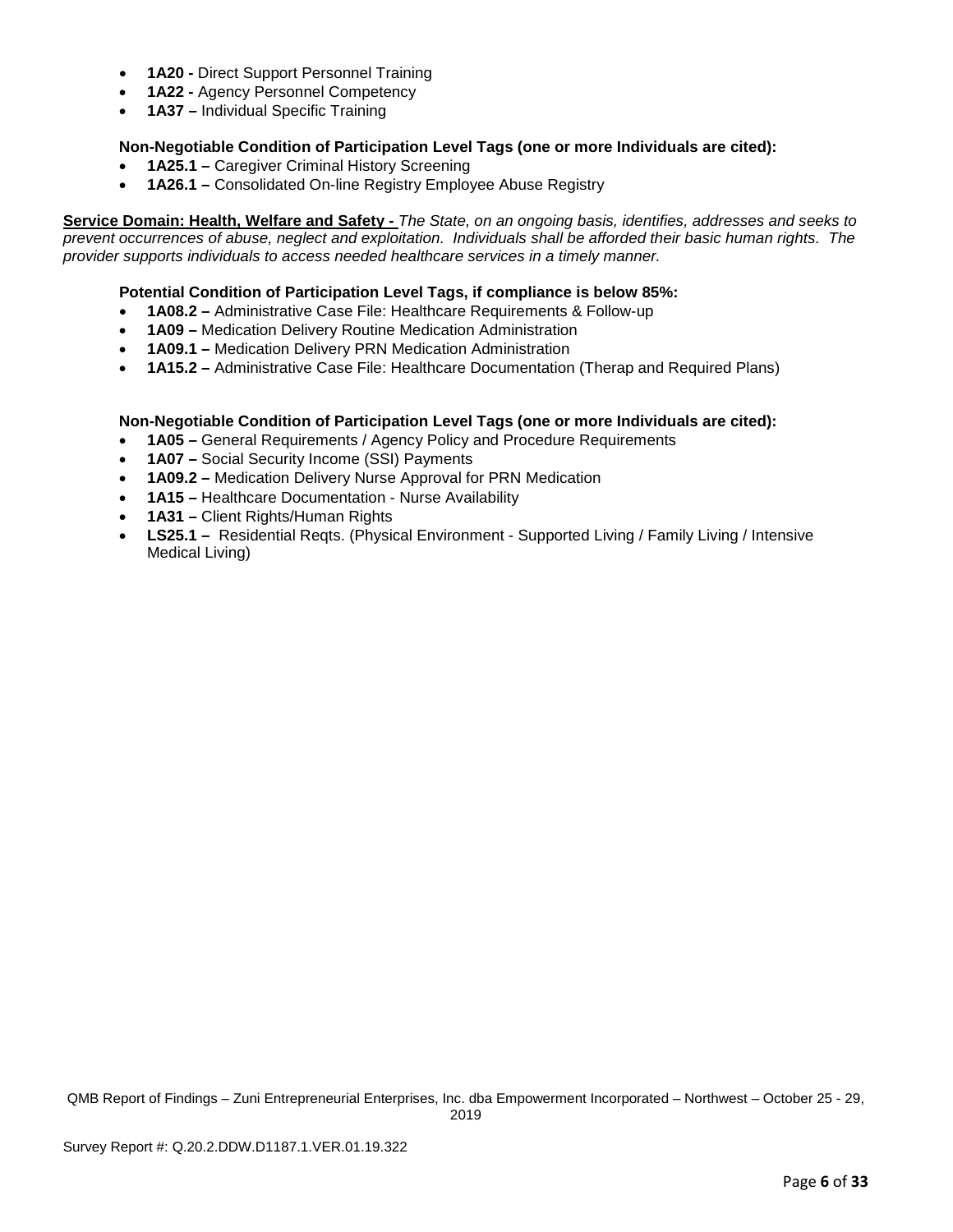- **1A20 -** Direct Support Personnel Training
- **1A22 -** Agency Personnel Competency
- **1A37 –** Individual Specific Training

**Non-Negotiable Condition of Participation Level Tags (one or more Individuals are cited):**

- **1A25.1 –** Caregiver Criminal History Screening
- **1A26.1 –** Consolidated On-line Registry Employee Abuse Registry

**Service Domain: Health, Welfare and Safety -** *The State, on an ongoing basis, identifies, addresses and seeks to prevent occurrences of abuse, neglect and exploitation. Individuals shall be afforded their basic human rights. The provider supports individuals to access needed healthcare services in a timely manner.*

**Potential Condition of Participation Level Tags, if compliance is below 85%:**

- **1A08.2 –** Administrative Case File: Healthcare Requirements & Follow-up
- **1A09 –** Medication Delivery Routine Medication Administration
- **1A09.1 –** Medication Delivery PRN Medication Administration
- **1A15.2 –** Administrative Case File: Healthcare Documentation (Therap and Required Plans)

**Non-Negotiable Condition of Participation Level Tags (one or more Individuals are cited):**

- **1A05 –** General Requirements / Agency Policy and Procedure Requirements
- **1A07 –** Social Security Income (SSI) Payments
- **1A09.2 –** Medication Delivery Nurse Approval for PRN Medication
- **1A15 –** Healthcare Documentation - Nurse Availability
- **1A31 –** Client Rights/Human Rights
- **LS25.1 –** Residential Reqts. (Physical Environment - Supported Living / Family Living / Intensive Medical Living)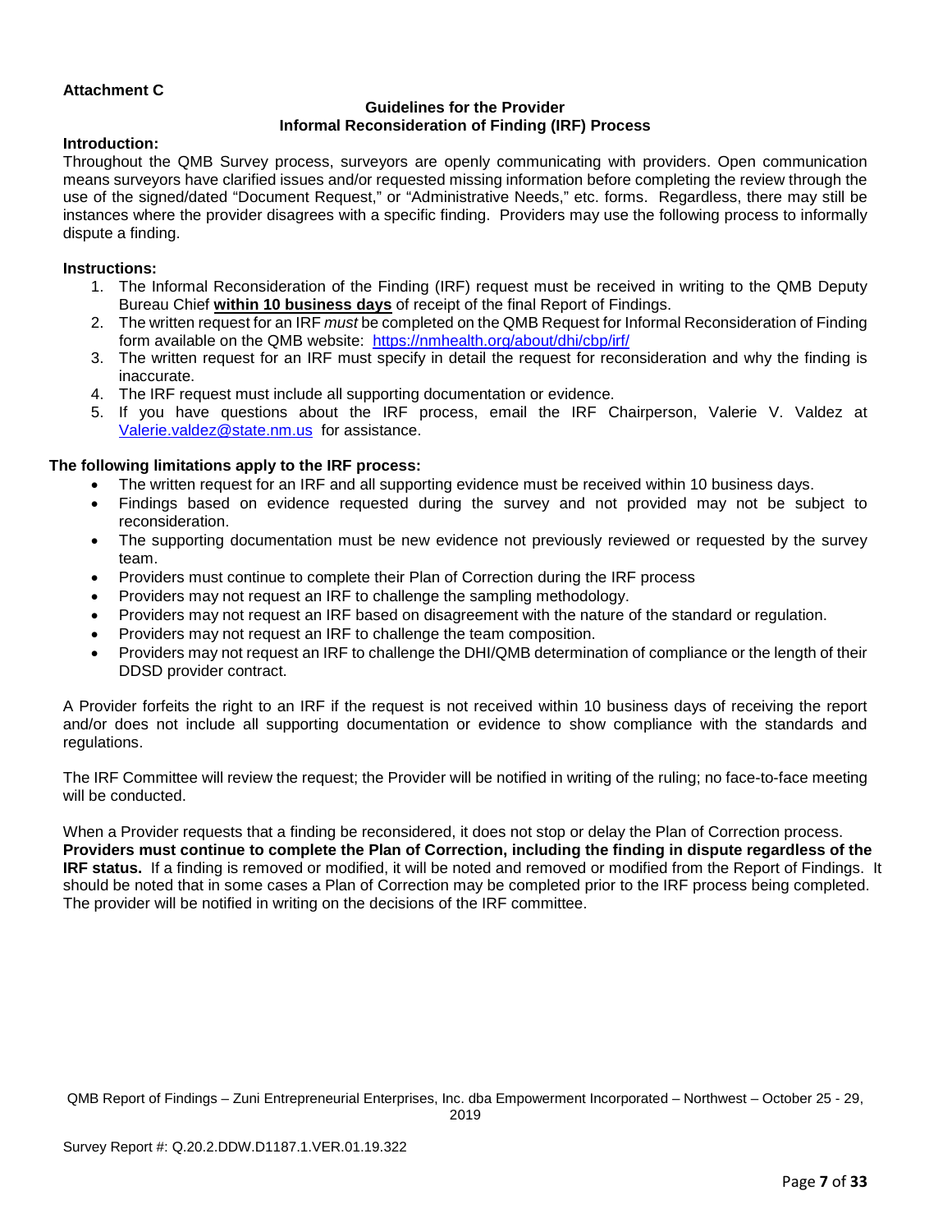**Attachment C**

**Guidelines for the Provider**
**Informal Reconsideration of Finding (IRF) Process**

**Introduction:**
Throughout the QMB Survey process, surveyors are openly communicating with providers. Open communication means surveyors have clarified issues and/or requested missing information before completing the review through the use of the signed/dated "Document Request," or "Administrative Needs," etc. forms. Regardless, there may still be instances where the provider disagrees with a specific finding. Providers may use the following process to informally dispute a finding.

**Instructions:**

1. The Informal Reconsideration of the Finding (IRF) request must be received in writing to the QMB Deputy Bureau Chief **within 10 business days** of receipt of the final Report of Findings.
2. The written request for an IRF *must* be completed on the QMB Request for Informal Reconsideration of Finding form available on the QMB website: https://nmhealth.org/about/dhi/cbp/irf/
3. The written request for an IRF must specify in detail the request for reconsideration and why the finding is inaccurate.
4. The IRF request must include all supporting documentation or evidence.
5. If you have questions about the IRF process, email the IRF Chairperson, Valerie V. Valdez at Valerie.valdez@state.nm.us for assistance.

**The following limitations apply to the IRF process:**

- The written request for an IRF and all supporting evidence must be received within 10 business days.
- Findings based on evidence requested during the survey and not provided may not be subject to reconsideration.
- The supporting documentation must be new evidence not previously reviewed or requested by the survey team.
- Providers must continue to complete their Plan of Correction during the IRF process
- Providers may not request an IRF to challenge the sampling methodology.
- Providers may not request an IRF based on disagreement with the nature of the standard or regulation.
- Providers may not request an IRF to challenge the team composition.
- Providers may not request an IRF to challenge the DHI/QMB determination of compliance or the length of their DDSD provider contract.

A Provider forfeits the right to an IRF if the request is not received within 10 business days of receiving the report and/or does not include all supporting documentation or evidence to show compliance with the standards and regulations.

The IRF Committee will review the request; the Provider will be notified in writing of the ruling; no face-to-face meeting will be conducted.

When a Provider requests that a finding be reconsidered, it does not stop or delay the Plan of Correction process. **Providers must continue to complete the Plan of Correction, including the finding in dispute regardless of the IRF status.** If a finding is removed or modified, it will be noted and removed or modified from the Report of Findings. It should be noted that in some cases a Plan of Correction may be completed prior to the IRF process being completed. The provider will be notified in writing on the decisions of the IRF committee.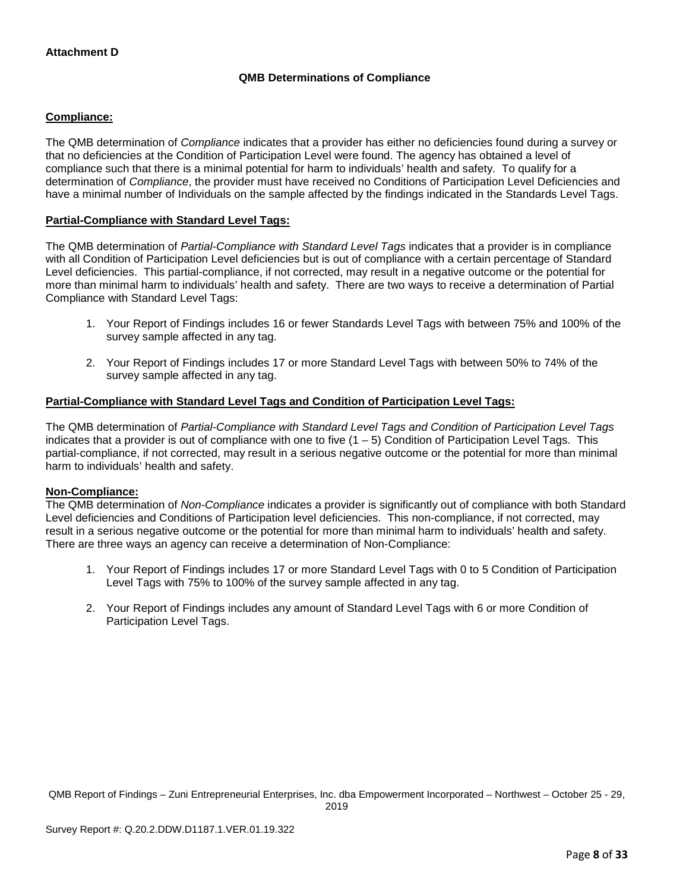**Attachment D**

### QMB Determinations of Compliance

**Compliance:**

The QMB determination of *Compliance* indicates that a provider has either no deficiencies found during a survey or that no deficiencies at the Condition of Participation Level were found. The agency has obtained a level of compliance such that there is a minimal potential for harm to individuals' health and safety. To qualify for a determination of *Compliance*, the provider must have received no Conditions of Participation Level Deficiencies and have a minimal number of Individuals on the sample affected by the findings indicated in the Standards Level Tags.

**Partial-Compliance with Standard Level Tags:**

The QMB determination of *Partial-Compliance with Standard Level Tags* indicates that a provider is in compliance with all Condition of Participation Level deficiencies but is out of compliance with a certain percentage of Standard Level deficiencies. This partial-compliance, if not corrected, may result in a negative outcome or the potential for more than minimal harm to individuals' health and safety. There are two ways to receive a determination of Partial Compliance with Standard Level Tags:

1. Your Report of Findings includes 16 or fewer Standards Level Tags with between 75% and 100% of the survey sample affected in any tag.
2. Your Report of Findings includes 17 or more Standard Level Tags with between 50% to 74% of the survey sample affected in any tag.

**Partial-Compliance with Standard Level Tags and Condition of Participation Level Tags:**

The QMB determination of *Partial-Compliance with Standard Level Tags and Condition of Participation Level Tags* indicates that a provider is out of compliance with one to five (1 – 5) Condition of Participation Level Tags. This partial-compliance, if not corrected, may result in a serious negative outcome or the potential for more than minimal harm to individuals' health and safety.

**Non-Compliance:**

The QMB determination of *Non-Compliance* indicates a provider is significantly out of compliance with both Standard Level deficiencies and Conditions of Participation level deficiencies. This non-compliance, if not corrected, may result in a serious negative outcome or the potential for more than minimal harm to individuals' health and safety. There are three ways an agency can receive a determination of Non-Compliance:

1. Your Report of Findings includes 17 or more Standard Level Tags with 0 to 5 Condition of Participation Level Tags with 75% to 100% of the survey sample affected in any tag.
2. Your Report of Findings includes any amount of Standard Level Tags with 6 or more Condition of Participation Level Tags.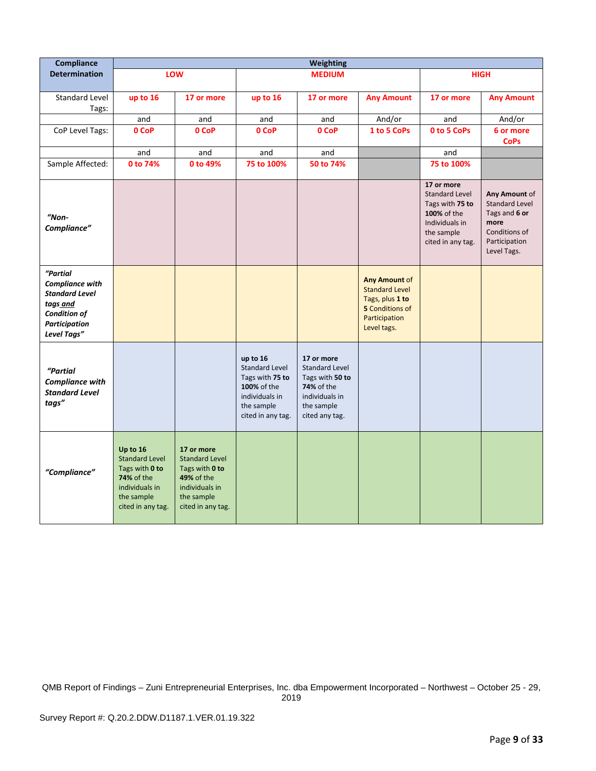| Compliance Determination | Weighting | | | | | | |
|---|---|---|---|---|---|---|---|
| | LOW | | MEDIUM | | | HIGH | |
| Standard Level Tags: | up to 16 | 17 or more | up to 16 | 17 or more | Any Amount | 17 or more | Any Amount |
| | and | and | and | and | And/or | and | And/or |
| CoP Level Tags: | 0 CoP | 0 CoP | 0 CoP | 0 CoP | 1 to 5 CoPs | 0 to 5 CoPs | 6 or more CoPs |
| | and | and | and | and | | and | |
| Sample Affected: | 0 to 74% | 0 to 49% | 75 to 100% | 50 to 74% | | 75 to 100% | |
| *"Non-Compliance"* | | | | | | **17 or more** Standard Level Tags with **75 to 100%** of the Individuals in the sample cited in any tag. | **Any Amount** of Standard Level Tags and **6 or more** Conditions of Participation Level Tags. |
| *"Partial Compliance with Standard Level tags and Condition of Participation Level Tags"* | | | | | **Any Amount** of Standard Level Tags, plus **1 to 5** Conditions of Participation Level tags. | | |
| *"Partial Compliance with Standard Level tags"* | | | **up to 16** Standard Level Tags with **75 to 100%** of the individuals in the sample cited in any tag. | **17 or more** Standard Level Tags with **50 to 74%** of the individuals in the sample cited any tag. | | | |
| *"Compliance"* | **Up to 16** Standard Level Tags with **0 to 74%** of the individuals in the sample cited in any tag. | **17 or more** Standard Level Tags with **0 to 49%** of the individuals in the sample cited in any tag. | | | | | |

QMB Report of Findings – Zuni Entrepreneurial Enterprises, Inc. dba Empowerment Incorporated – Northwest – October 25 - 29, 2019

Survey Report #: Q.20.2.DDW.D1187.1.VER.01.19.322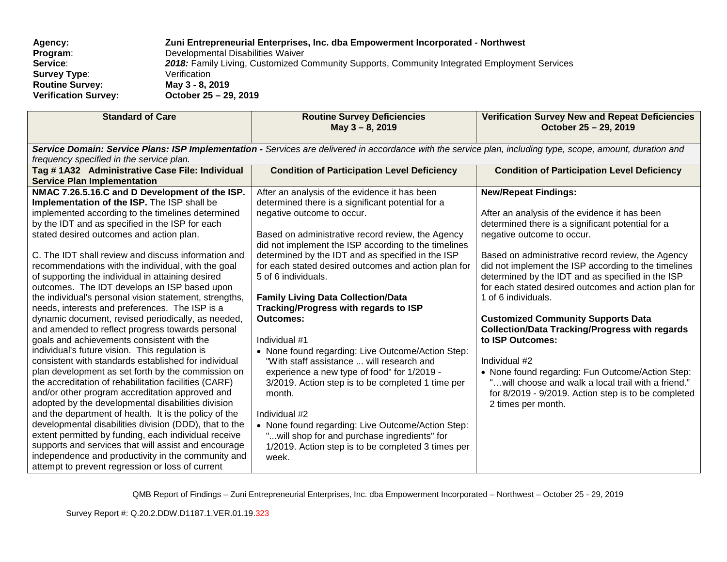| | |
|---|---|
| **Agency:** | **Zuni Entrepreneurial Enterprises, Inc. dba Empowerment Incorporated - Northwest** |
| **Program**: | Developmental Disabilities Waiver |
| **Service**: | ***2018:*** *Family Living, Customized Community Supports, Community Integrated Employment Services* |
| **Survey Type**: | Verification |
| **Routine Survey:** | **May 3 - 8, 2019** |
| **Verification Survey:** | **October 25 – 29, 2019** |

| **Standard of Care** | **Routine Survey Deficiencies May 3 – 8, 2019** | **Verification Survey New and Repeat Deficiencies October 25 – 29, 2019** |
|---|---|---|
| ***Service Domain: Service Plans: ISP Implementation -*** *Services are delivered in accordance with the service plan, including type, scope, amount, duration and frequency specified in the service plan.* | | |
| **Tag # 1A32 Administrative Case File: Individual Service Plan Implementation** | **Condition of Participation Level Deficiency** | **Condition of Participation Level Deficiency** |
| **NMAC 7.26.5.16.C and D Development of the ISP. Implementation of the ISP.** The ISP shall be implemented according to the timelines determined by the IDT and as specified in the ISP for each stated desired outcomes and action plan.<br><br>C. The IDT shall review and discuss information and recommendations with the individual, with the goal of supporting the individual in attaining desired outcomes. The IDT develops an ISP based upon the individual's personal vision statement, strengths, needs, interests and preferences. The ISP is a dynamic document, revised periodically, as needed, and amended to reflect progress towards personal goals and achievements consistent with the individual's future vision. This regulation is consistent with standards established for individual plan development as set forth by the commission on the accreditation of rehabilitation facilities (CARF) and/or other program accreditation approved and adopted by the developmental disabilities division and the department of health. It is the policy of the developmental disabilities division (DDD), that to the extent permitted by funding, each individual receive supports and services that will assist and encourage independence and productivity in the community and attempt to prevent regression or loss of current | After an analysis of the evidence it has been determined there is a significant potential for a negative outcome to occur.<br><br>Based on administrative record review, the Agency did not implement the ISP according to the timelines determined by the IDT and as specified in the ISP for each stated desired outcomes and action plan for 5 of 6 individuals.<br><br>**Family Living Data Collection/Data Tracking/Progress with regards to ISP Outcomes:**<br><br>Individual #1<br>• None found regarding: Live Outcome/Action Step: "With staff assistance ... will research and experience a new type of food" for 1/2019 - 3/2019. Action step is to be completed 1 time per month.<br><br>Individual #2<br>• None found regarding: Live Outcome/Action Step: "...will shop for and purchase ingredients" for 1/2019. Action step is to be completed 3 times per week. | **New/Repeat Findings:**<br><br>After an analysis of the evidence it has been determined there is a significant potential for a negative outcome to occur.<br><br>Based on administrative record review, the Agency did not implement the ISP according to the timelines determined by the IDT and as specified in the ISP for each stated desired outcomes and action plan for 1 of 6 individuals.<br><br>**Customized Community Supports Data Collection/Data Tracking/Progress with regards to ISP Outcomes:**<br><br>Individual #2<br>• None found regarding: Fun Outcome/Action Step: "…will choose and walk a local trail with a friend." for 8/2019 - 9/2019. Action step is to be completed 2 times per month. |

QMB Report of Findings – Zuni Entrepreneurial Enterprises, Inc. dba Empowerment Incorporated – Northwest – October 25 - 29, 2019

Survey Report #: Q.20.2.DDW.D1187.1.VER.01.19.323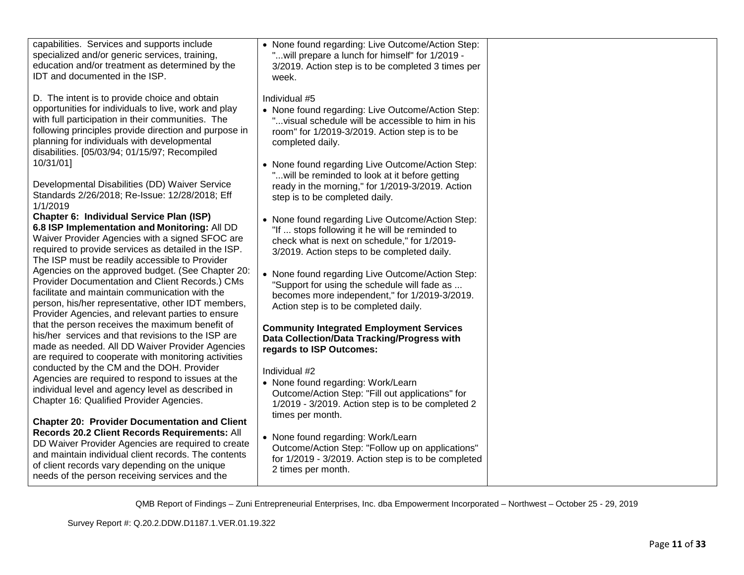| | | |
|---|---|---|
| capabilities. Services and supports include specialized and/or generic services, training, education and/or treatment as determined by the IDT and documented in the ISP.<br><br>D. The intent is to provide choice and obtain opportunities for individuals to live, work and play with full participation in their communities. The following principles provide direction and purpose in planning for individuals with developmental disabilities. [05/03/94; 01/15/97; Recompiled 10/31/01]<br><br>Developmental Disabilities (DD) Waiver Service Standards 2/26/2018; Re-Issue: 12/28/2018; Eff 1/1/2019<br>**Chapter 6: Individual Service Plan (ISP)**<br>**6.8 ISP Implementation and Monitoring:** All DD Waiver Provider Agencies with a signed SFOC are required to provide services as detailed in the ISP. The ISP must be readily accessible to Provider Agencies on the approved budget. (See Chapter 20: Provider Documentation and Client Records.) CMs facilitate and maintain communication with the person, his/her representative, other IDT members, Provider Agencies, and relevant parties to ensure that the person receives the maximum benefit of his/her services and that revisions to the ISP are made as needed. All DD Waiver Provider Agencies are required to cooperate with monitoring activities conducted by the CM and the DOH. Provider Agencies are required to respond to issues at the individual level and agency level as described in Chapter 16: Qualified Provider Agencies.<br><br>**Chapter 20: Provider Documentation and Client Records 20.2 Client Records Requirements:** All DD Waiver Provider Agencies are required to create and maintain individual client records. The contents of client records vary depending on the unique needs of the person receiving services and the | • None found regarding: Live Outcome/Action Step: "...will prepare a lunch for himself" for 1/2019 - 3/2019. Action step is to be completed 3 times per week.<br><br>Individual #5<br>• None found regarding: Live Outcome/Action Step: "...visual schedule will be accessible to him in his room" for 1/2019-3/2019. Action step is to be completed daily.<br><br>• None found regarding Live Outcome/Action Step: "...will be reminded to look at it before getting ready in the morning," for 1/2019-3/2019. Action step is to be completed daily.<br><br>• None found regarding Live Outcome/Action Step: "If ... stops following it he will be reminded to check what is next on schedule," for 1/2019-3/2019. Action steps to be completed daily.<br><br>• None found regarding Live Outcome/Action Step: "Support for using the schedule will fade as ... becomes more independent," for 1/2019-3/2019. Action step is to be completed daily.<br><br>**Community Integrated Employment Services Data Collection/Data Tracking/Progress with regards to ISP Outcomes:**<br><br>Individual #2<br>• None found regarding: Work/Learn Outcome/Action Step: "Fill out applications" for 1/2019 - 3/2019. Action step is to be completed 2 times per month.<br><br>• None found regarding: Work/Learn Outcome/Action Step: "Follow up on applications" for 1/2019 - 3/2019. Action step is to be completed 2 times per month. | |

QMB Report of Findings – Zuni Entrepreneurial Enterprises, Inc. dba Empowerment Incorporated – Northwest – October 25 - 29, 2019

Survey Report #: Q.20.2.DDW.D1187.1.VER.01.19.322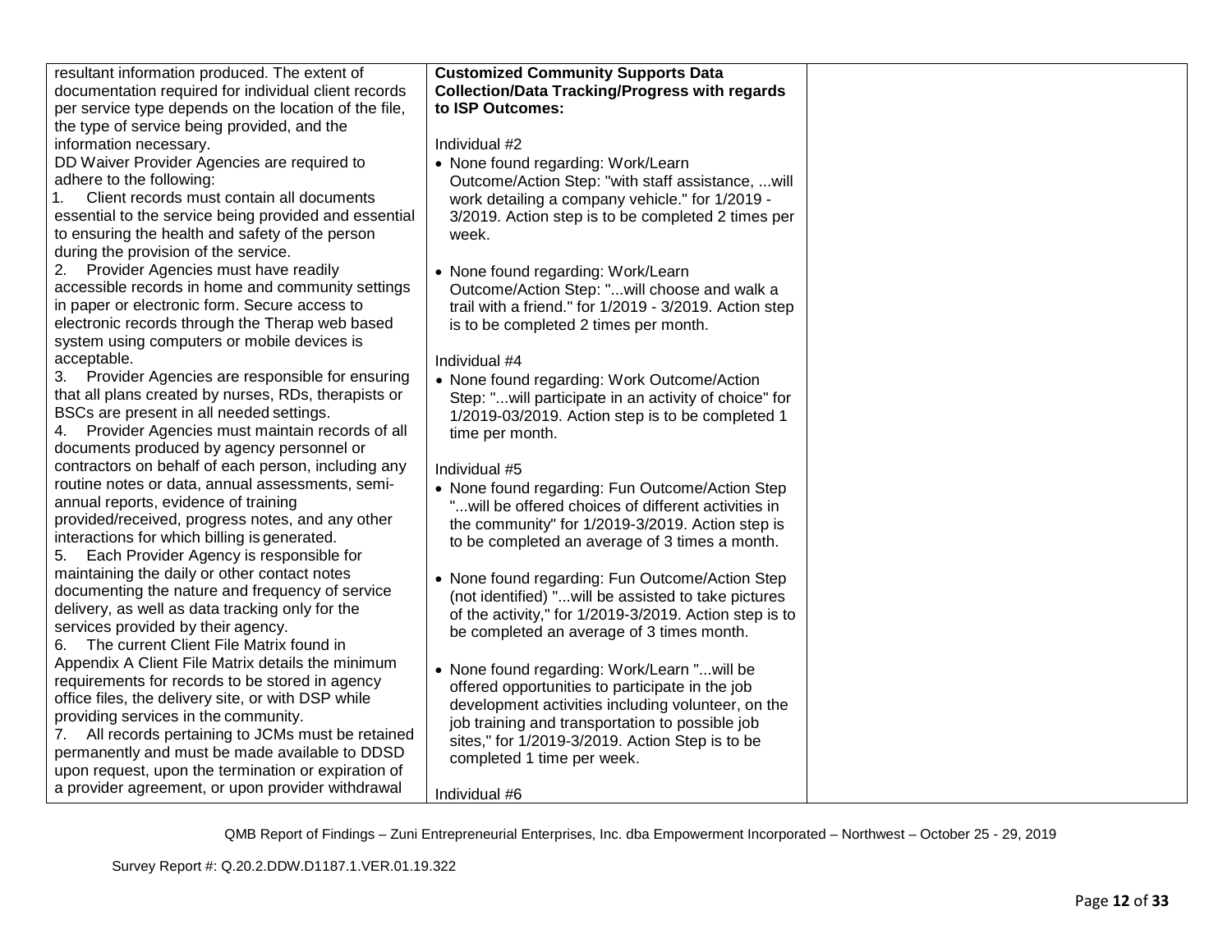| | | |
|---|---|---|
| resultant information produced. The extent of documentation required for individual client records per service type depends on the location of the file, the type of service being provided, and the information necessary.<br>DD Waiver Provider Agencies are required to adhere to the following:<br>1. Client records must contain all documents essential to the service being provided and essential to ensuring the health and safety of the person during the provision of the service.<br>2. Provider Agencies must have readily accessible records in home and community settings in paper or electronic form. Secure access to electronic records through the Therap web based system using computers or mobile devices is acceptable.<br>3. Provider Agencies are responsible for ensuring that all plans created by nurses, RDs, therapists or BSCs are present in all needed settings.<br>4. Provider Agencies must maintain records of all documents produced by agency personnel or contractors on behalf of each person, including any routine notes or data, annual assessments, semi-annual reports, evidence of training provided/received, progress notes, and any other interactions for which billing is generated.<br>5. Each Provider Agency is responsible for maintaining the daily or other contact notes documenting the nature and frequency of service delivery, as well as data tracking only for the services provided by their agency.<br>6. The current Client File Matrix found in Appendix A Client File Matrix details the minimum requirements for records to be stored in agency office files, the delivery site, or with DSP while providing services in the community.<br>7. All records pertaining to JCMs must be retained permanently and must be made available to DDSD upon request, upon the termination or expiration of a provider agreement, or upon provider withdrawal | **Customized Community Supports Data Collection/Data Tracking/Progress with regards to ISP Outcomes:**<br><br>Individual #2<br>• None found regarding: Work/Learn Outcome/Action Step: "with staff assistance, ...will work detailing a company vehicle." for 1/2019 - 3/2019. Action step is to be completed 2 times per week.<br><br>• None found regarding: Work/Learn Outcome/Action Step: "...will choose and walk a trail with a friend." for 1/2019 - 3/2019. Action step is to be completed 2 times per month.<br><br>Individual #4<br>• None found regarding: Work Outcome/Action Step: "...will participate in an activity of choice" for 1/2019-03/2019. Action step is to be completed 1 time per month.<br><br>Individual #5<br>• None found regarding: Fun Outcome/Action Step "...will be offered choices of different activities in the community" for 1/2019-3/2019. Action step is to be completed an average of 3 times a month.<br><br>• None found regarding: Fun Outcome/Action Step (not identified) "...will be assisted to take pictures of the activity," for 1/2019-3/2019. Action step is to be completed an average of 3 times month.<br><br>• None found regarding: Work/Learn "...will be offered opportunities to participate in the job development activities including volunteer, on the job training and transportation to possible job sites," for 1/2019-3/2019. Action Step is to be completed 1 time per week.<br><br>Individual #6 | |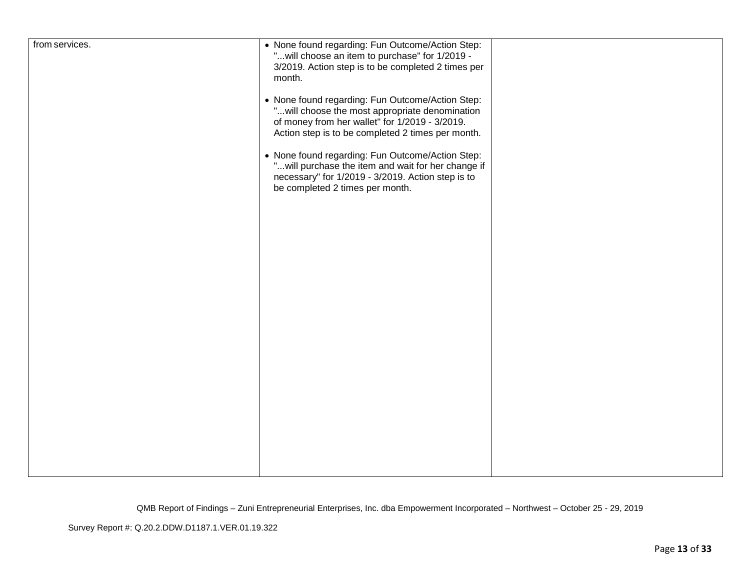| | | |
|---|---|---|
| from services. | • None found regarding: Fun Outcome/Action Step: "...will choose an item to purchase" for 1/2019 - 3/2019. Action step is to be completed 2 times per month.<br><br>• None found regarding: Fun Outcome/Action Step: "...will choose the most appropriate denomination of money from her wallet" for 1/2019 - 3/2019. Action step is to be completed 2 times per month.<br><br>• None found regarding: Fun Outcome/Action Step: "...will purchase the item and wait for her change if necessary" for 1/2019 - 3/2019. Action step is to be completed 2 times per month. | |

QMB Report of Findings – Zuni Entrepreneurial Enterprises, Inc. dba Empowerment Incorporated – Northwest – October 25 - 29, 2019

Survey Report #: Q.20.2.DDW.D1187.1.VER.01.19.322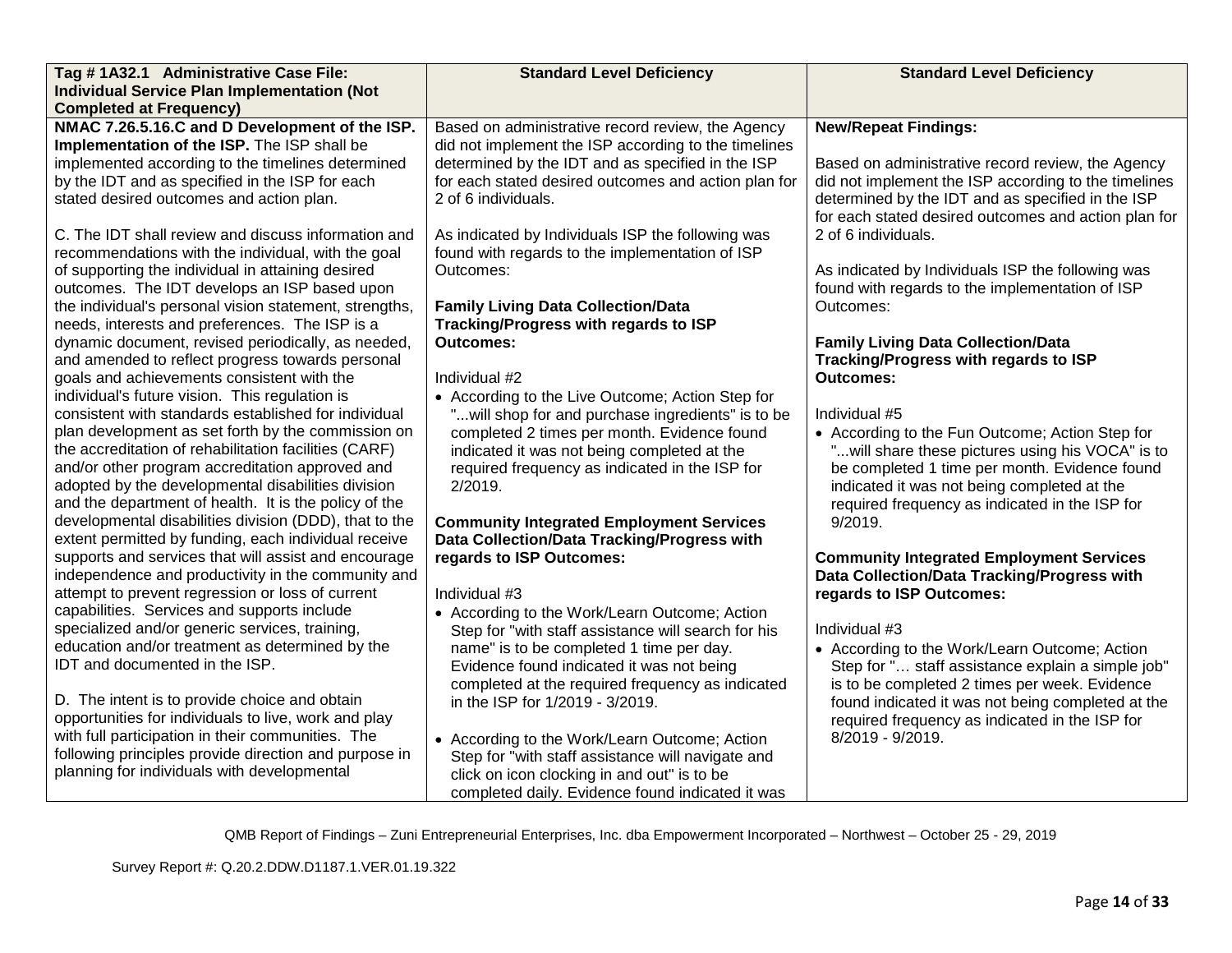| Tag # 1A32.1 Administrative Case File: Individual Service Plan Implementation (Not Completed at Frequency) | Standard Level Deficiency | Standard Level Deficiency |
| --- | --- | --- |
| **NMAC 7.26.5.16.C and D Development of the ISP. Implementation of the ISP.** The ISP shall be implemented according to the timelines determined by the IDT and as specified in the ISP for each stated desired outcomes and action plan.<br><br>C. The IDT shall review and discuss information and recommendations with the individual, with the goal of supporting the individual in attaining desired outcomes. The IDT develops an ISP based upon the individual's personal vision statement, strengths, needs, interests and preferences. The ISP is a dynamic document, revised periodically, as needed, and amended to reflect progress towards personal goals and achievements consistent with the individual's future vision. This regulation is consistent with standards established for individual plan development as set forth by the commission on the accreditation of rehabilitation facilities (CARF) and/or other program accreditation approved and adopted by the developmental disabilities division and the department of health. It is the policy of the developmental disabilities division (DDD), that to the extent permitted by funding, each individual receive supports and services that will assist and encourage independence and productivity in the community and attempt to prevent regression or loss of current capabilities. Services and supports include specialized and/or generic services, training, education and/or treatment as determined by the IDT and documented in the ISP.<br><br>D. The intent is to provide choice and obtain opportunities for individuals to live, work and play with full participation in their communities. The following principles provide direction and purpose in planning for individuals with developmental | Based on administrative record review, the Agency did not implement the ISP according to the timelines determined by the IDT and as specified in the ISP for each stated desired outcomes and action plan for 2 of 6 individuals.<br><br>As indicated by Individuals ISP the following was found with regards to the implementation of ISP Outcomes:<br><br>**Family Living Data Collection/Data Tracking/Progress with regards to ISP Outcomes:**<br><br>Individual #2<br>• According to the Live Outcome; Action Step for "...will shop for and purchase ingredients" is to be completed 2 times per month. Evidence found indicated it was not being completed at the required frequency as indicated in the ISP for 2/2019.<br><br>**Community Integrated Employment Services Data Collection/Data Tracking/Progress with regards to ISP Outcomes:**<br><br>Individual #3<br>• According to the Work/Learn Outcome; Action Step for "with staff assistance will search for his name" is to be completed 1 time per day. Evidence found indicated it was not being completed at the required frequency as indicated in the ISP for 1/2019 - 3/2019.<br><br>• According to the Work/Learn Outcome; Action Step for "with staff assistance will navigate and click on icon clocking in and out" is to be completed daily. Evidence found indicated it was | **New/Repeat Findings:**<br><br>Based on administrative record review, the Agency did not implement the ISP according to the timelines determined by the IDT and as specified in the ISP for each stated desired outcomes and action plan for 2 of 6 individuals.<br><br>As indicated by Individuals ISP the following was found with regards to the implementation of ISP Outcomes:<br><br>**Family Living Data Collection/Data Tracking/Progress with regards to ISP Outcomes:**<br><br>Individual #5<br>• According to the Fun Outcome; Action Step for "...will share these pictures using his VOCA" is to be completed 1 time per month. Evidence found indicated it was not being completed at the required frequency as indicated in the ISP for 9/2019.<br><br>**Community Integrated Employment Services Data Collection/Data Tracking/Progress with regards to ISP Outcomes:**<br><br>Individual #3<br>• According to the Work/Learn Outcome; Action Step for "… staff assistance explain a simple job" is to be completed 2 times per week. Evidence found indicated it was not being completed at the required frequency as indicated in the ISP for 8/2019 - 9/2019. |

QMB Report of Findings – Zuni Entrepreneurial Enterprises, Inc. dba Empowerment Incorporated – Northwest – October 25 - 29, 2019

Survey Report #: Q.20.2.DDW.D1187.1.VER.01.19.322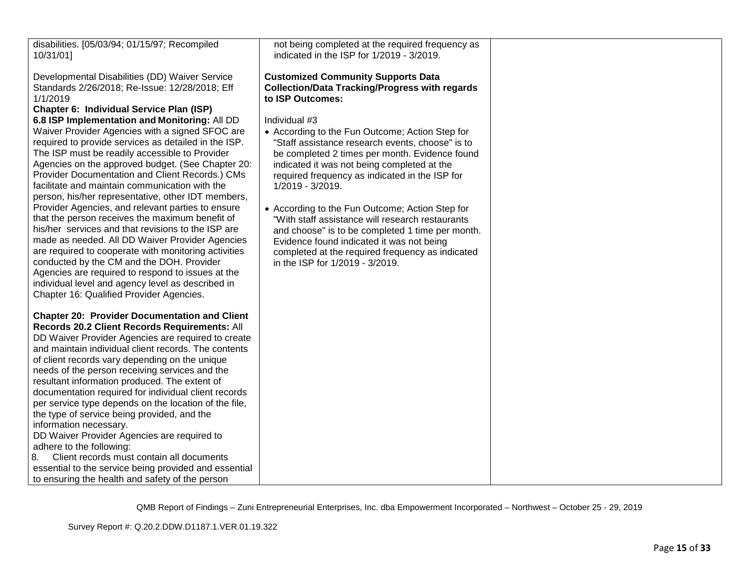| | | |
|---|---|---|
| disabilities. [05/03/94; 01/15/97; Recompiled 10/31/01]<br><br>Developmental Disabilities (DD) Waiver Service Standards 2/26/2018; Re-Issue: 12/28/2018; Eff 1/1/2019<br>**Chapter 6: Individual Service Plan (ISP)**<br>**6.8 ISP Implementation and Monitoring:** All DD Waiver Provider Agencies with a signed SFOC are required to provide services as detailed in the ISP. The ISP must be readily accessible to Provider Agencies on the approved budget. (See Chapter 20: Provider Documentation and Client Records.) CMs facilitate and maintain communication with the person, his/her representative, other IDT members, Provider Agencies, and relevant parties to ensure that the person receives the maximum benefit of his/her services and that revisions to the ISP are made as needed. All DD Waiver Provider Agencies are required to cooperate with monitoring activities conducted by the CM and the DOH. Provider Agencies are required to respond to issues at the individual level and agency level as described in Chapter 16: Qualified Provider Agencies.<br><br>**Chapter 20: Provider Documentation and Client Records 20.2 Client Records Requirements:** All DD Waiver Provider Agencies are required to create and maintain individual client records. The contents of client records vary depending on the unique needs of the person receiving services and the resultant information produced. The extent of documentation required for individual client records per service type depends on the location of the file, the type of service being provided, and the information necessary.<br>DD Waiver Provider Agencies are required to adhere to the following:<br>8. Client records must contain all documents essential to the service being provided and essential to ensuring the health and safety of the person | not being completed at the required frequency as indicated in the ISP for 1/2019 - 3/2019.<br><br>**Customized Community Supports Data Collection/Data Tracking/Progress with regards to ISP Outcomes:**<br><br>Individual #3<br>• According to the Fun Outcome; Action Step for "Staff assistance research events, choose" is to be completed 2 times per month. Evidence found indicated it was not being completed at the required frequency as indicated in the ISP for 1/2019 - 3/2019.<br><br>• According to the Fun Outcome; Action Step for "With staff assistance will research restaurants and choose" is to be completed 1 time per month. Evidence found indicated it was not being completed at the required frequency as indicated in the ISP for 1/2019 - 3/2019. | |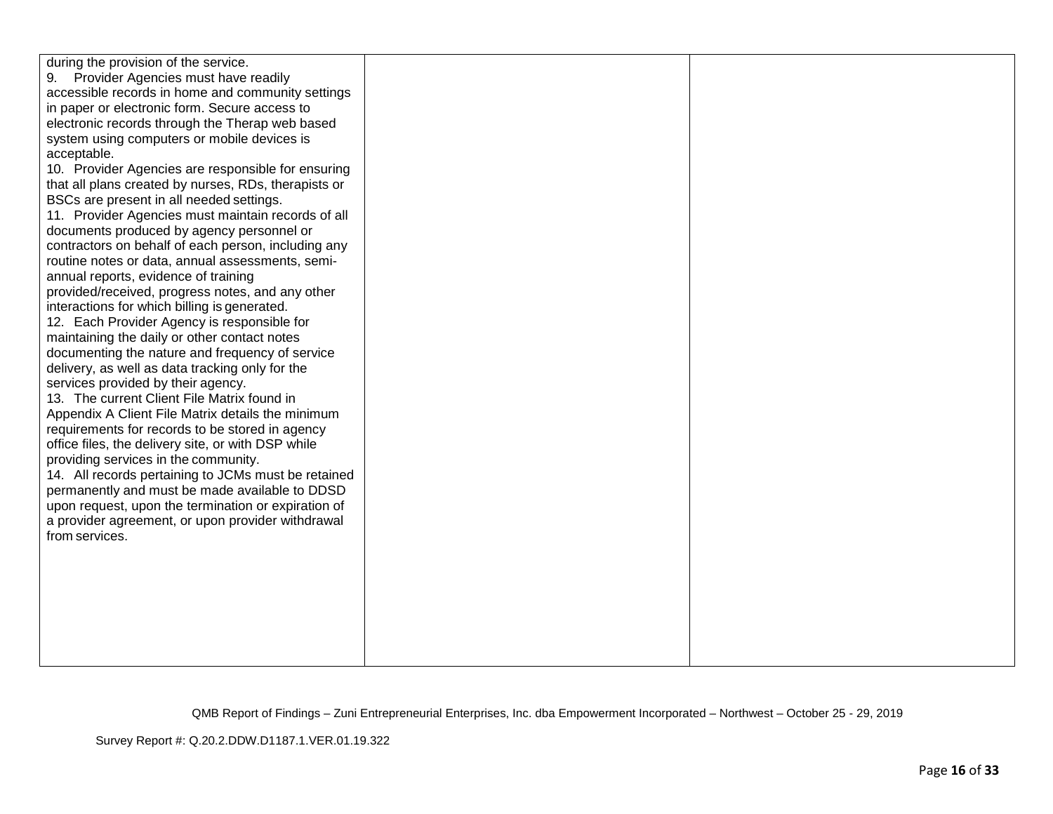| | | |
|---|---|---|
| during the provision of the service.<br>9. Provider Agencies must have readily accessible records in home and community settings in paper or electronic form. Secure access to electronic records through the Therap web based system using computers or mobile devices is acceptable.<br>10. Provider Agencies are responsible for ensuring that all plans created by nurses, RDs, therapists or BSCs are present in all needed settings.<br>11. Provider Agencies must maintain records of all documents produced by agency personnel or contractors on behalf of each person, including any routine notes or data, annual assessments, semi-annual reports, evidence of training provided/received, progress notes, and any other interactions for which billing is generated.<br>12. Each Provider Agency is responsible for maintaining the daily or other contact notes documenting the nature and frequency of service delivery, as well as data tracking only for the services provided by their agency.<br>13. The current Client File Matrix found in Appendix A Client File Matrix details the minimum requirements for records to be stored in agency office files, the delivery site, or with DSP while providing services in the community.<br>14. All records pertaining to JCMs must be retained permanently and must be made available to DDSD upon request, upon the termination or expiration of a provider agreement, or upon provider withdrawal from services. | | |

QMB Report of Findings – Zuni Entrepreneurial Enterprises, Inc. dba Empowerment Incorporated – Northwest – October 25 - 29, 2019

Survey Report #: Q.20.2.DDW.D1187.1.VER.01.19.322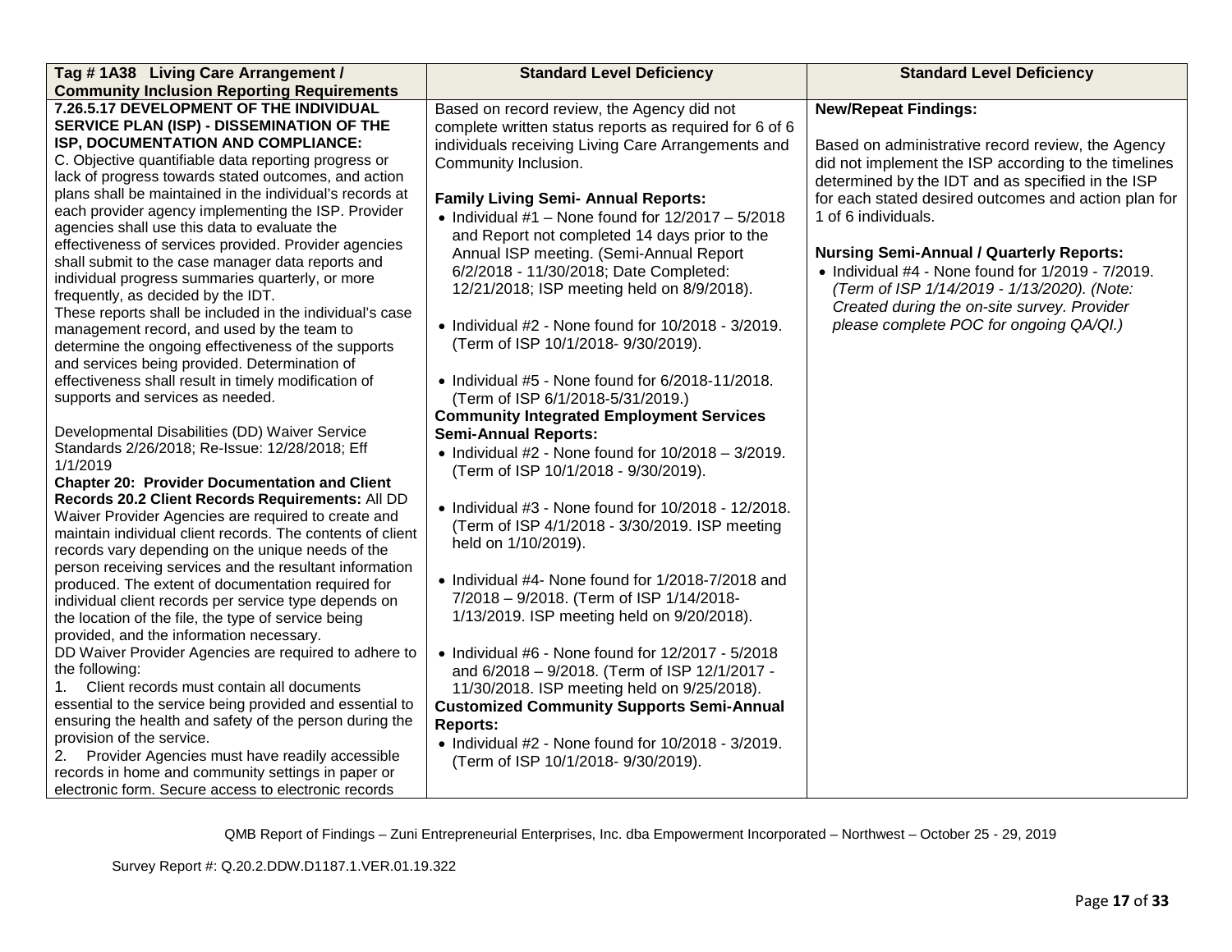| Tag # 1A38 Living Care Arrangement / Community Inclusion Reporting Requirements | Standard Level Deficiency | Standard Level Deficiency |
|---|---|---|
| **7.26.5.17 DEVELOPMENT OF THE INDIVIDUAL SERVICE PLAN (ISP) - DISSEMINATION OF THE ISP, DOCUMENTATION AND COMPLIANCE:**<br>C. Objective quantifiable data reporting progress or lack of progress towards stated outcomes, and action plans shall be maintained in the individual's records at each provider agency implementing the ISP. Provider agencies shall use this data to evaluate the effectiveness of services provided. Provider agencies shall submit to the case manager data reports and individual progress summaries quarterly, or more frequently, as decided by the IDT.<br>These reports shall be included in the individual's case management record, and used by the team to determine the ongoing effectiveness of the supports and services being provided. Determination of effectiveness shall result in timely modification of supports and services as needed.<br><br>Developmental Disabilities (DD) Waiver Service Standards 2/26/2018; Re-Issue: 12/28/2018; Eff 1/1/2019<br>**Chapter 20: Provider Documentation and Client Records 20.2 Client Records Requirements:** All DD Waiver Provider Agencies are required to create and maintain individual client records. The contents of client records vary depending on the unique needs of the person receiving services and the resultant information produced. The extent of documentation required for individual client records per service type depends on the location of the file, the type of service being provided, and the information necessary.<br>DD Waiver Provider Agencies are required to adhere to the following:<br>1. Client records must contain all documents essential to the service being provided and essential to ensuring the health and safety of the person during the provision of the service.<br>2. Provider Agencies must have readily accessible records in home and community settings in paper or electronic form. Secure access to electronic records | Based on record review, the Agency did not complete written status reports as required for 6 of 6 individuals receiving Living Care Arrangements and Community Inclusion.<br><br>**Family Living Semi- Annual Reports:**<br>• Individual #1 – None found for 12/2017 – 5/2018 and Report not completed 14 days prior to the Annual ISP meeting. (Semi-Annual Report 6/2/2018 - 11/30/2018; Date Completed: 12/21/2018; ISP meeting held on 8/9/2018).<br><br>• Individual #2 - None found for 10/2018 - 3/2019. (Term of ISP 10/1/2018- 9/30/2019).<br><br>• Individual #5 - None found for 6/2018-11/2018. (Term of ISP 6/1/2018-5/31/2019.)<br>**Community Integrated Employment Services Semi-Annual Reports:**<br>• Individual #2 - None found for 10/2018 – 3/2019. (Term of ISP 10/1/2018 - 9/30/2019).<br><br>• Individual #3 - None found for 10/2018 - 12/2018. (Term of ISP 4/1/2018 - 3/30/2019. ISP meeting held on 1/10/2019).<br><br>• Individual #4- None found for 1/2018-7/2018 and 7/2018 – 9/2018. (Term of ISP 1/14/2018-1/13/2019. ISP meeting held on 9/20/2018).<br><br>• Individual #6 - None found for 12/2017 - 5/2018 and 6/2018 – 9/2018. (Term of ISP 12/1/2017 - 11/30/2018. ISP meeting held on 9/25/2018).<br>**Customized Community Supports Semi-Annual Reports:**<br>• Individual #2 - None found for 10/2018 - 3/2019. (Term of ISP 10/1/2018- 9/30/2019). | **New/Repeat Findings:**<br><br>Based on administrative record review, the Agency did not implement the ISP according to the timelines determined by the IDT and as specified in the ISP for each stated desired outcomes and action plan for 1 of 6 individuals.<br><br>**Nursing Semi-Annual / Quarterly Reports:**<br>• Individual #4 - None found for 1/2019 - 7/2019. *(Term of ISP 1/14/2019 - 1/13/2020). (Note: Created during the on-site survey. Provider please complete POC for ongoing QA/QI.)* |

QMB Report of Findings – Zuni Entrepreneurial Enterprises, Inc. dba Empowerment Incorporated – Northwest – October 25 - 29, 2019

Survey Report #: Q.20.2.DDW.D1187.1.VER.01.19.322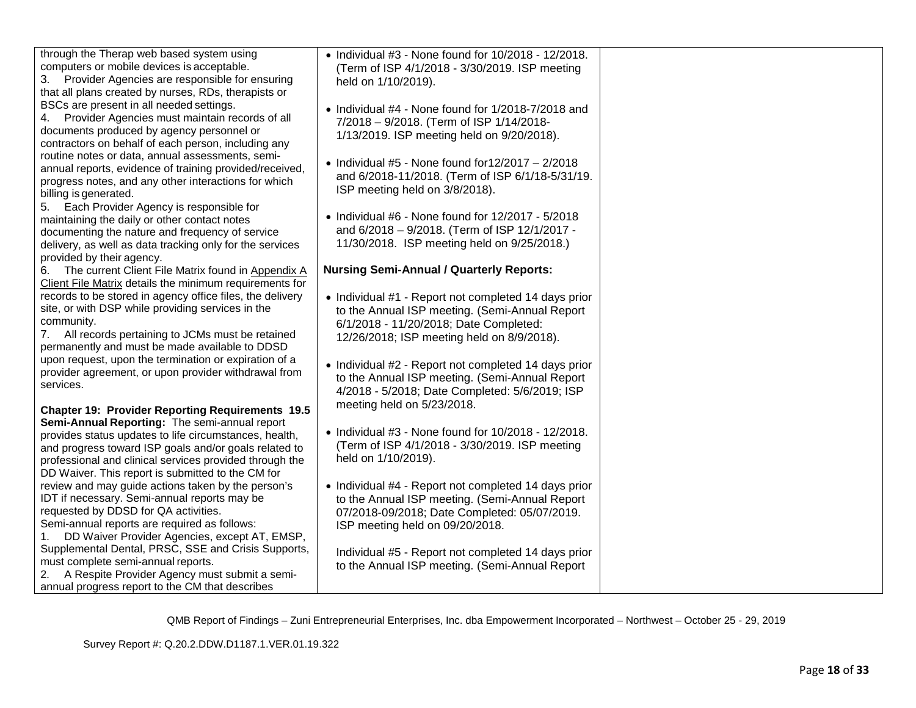| | | |
|---|---|---|
| through the Therap web based system using computers or mobile devices is acceptable.<br>3. Provider Agencies are responsible for ensuring that all plans created by nurses, RDs, therapists or BSCs are present in all needed settings.<br>4. Provider Agencies must maintain records of all documents produced by agency personnel or contractors on behalf of each person, including any routine notes or data, annual assessments, semi-annual reports, evidence of training provided/received, progress notes, and any other interactions for which billing is generated.<br>5. Each Provider Agency is responsible for maintaining the daily or other contact notes documenting the nature and frequency of service delivery, as well as data tracking only for the services provided by their agency.<br>6. The current Client File Matrix found in Appendix A Client File Matrix details the minimum requirements for records to be stored in agency office files, the delivery site, or with DSP while providing services in the community.<br>7. All records pertaining to JCMs must be retained permanently and must be made available to DDSD upon request, upon the termination or expiration of a provider agreement, or upon provider withdrawal from services.<br><br>**Chapter 19: Provider Reporting Requirements 19.5 Semi-Annual Reporting:** The semi-annual report provides status updates to life circumstances, health, and progress toward ISP goals and/or goals related to professional and clinical services provided through the DD Waiver. This report is submitted to the CM for review and may guide actions taken by the person's IDT if necessary. Semi-annual reports may be requested by DDSD for QA activities.<br>Semi-annual reports are required as follows:<br>1. DD Waiver Provider Agencies, except AT, EMSP, Supplemental Dental, PRSC, SSE and Crisis Supports, must complete semi-annual reports.<br>2. A Respite Provider Agency must submit a semi-annual progress report to the CM that describes | • Individual #3 - None found for 10/2018 - 12/2018. (Term of ISP 4/1/2018 - 3/30/2019. ISP meeting held on 1/10/2019).<br><br>• Individual #4 - None found for 1/2018-7/2018 and 7/2018 – 9/2018. (Term of ISP 1/14/2018-1/13/2019. ISP meeting held on 9/20/2018).<br><br>• Individual #5 - None found for12/2017 – 2/2018 and 6/2018-11/2018. (Term of ISP 6/1/18-5/31/19. ISP meeting held on 3/8/2018).<br><br>• Individual #6 - None found for 12/2017 - 5/2018 and 6/2018 – 9/2018. (Term of ISP 12/1/2017 - 11/30/2018. ISP meeting held on 9/25/2018.)<br><br>**Nursing Semi-Annual / Quarterly Reports:**<br><br>• Individual #1 - Report not completed 14 days prior to the Annual ISP meeting. (Semi-Annual Report 6/1/2018 - 11/20/2018; Date Completed: 12/26/2018; ISP meeting held on 8/9/2018).<br><br>• Individual #2 - Report not completed 14 days prior to the Annual ISP meeting. (Semi-Annual Report 4/2018 - 5/2018; Date Completed: 5/6/2019; ISP meeting held on 5/23/2018.<br><br>• Individual #3 - None found for 10/2018 - 12/2018. (Term of ISP 4/1/2018 - 3/30/2019. ISP meeting held on 1/10/2019).<br><br>• Individual #4 - Report not completed 14 days prior to the Annual ISP meeting. (Semi-Annual Report 07/2018-09/2018; Date Completed: 05/07/2019. ISP meeting held on 09/20/2018.<br><br>Individual #5 - Report not completed 14 days prior to the Annual ISP meeting. (Semi-Annual Report | |

QMB Report of Findings – Zuni Entrepreneurial Enterprises, Inc. dba Empowerment Incorporated – Northwest – October 25 - 29, 2019

Survey Report #: Q.20.2.DDW.D1187.1.VER.01.19.322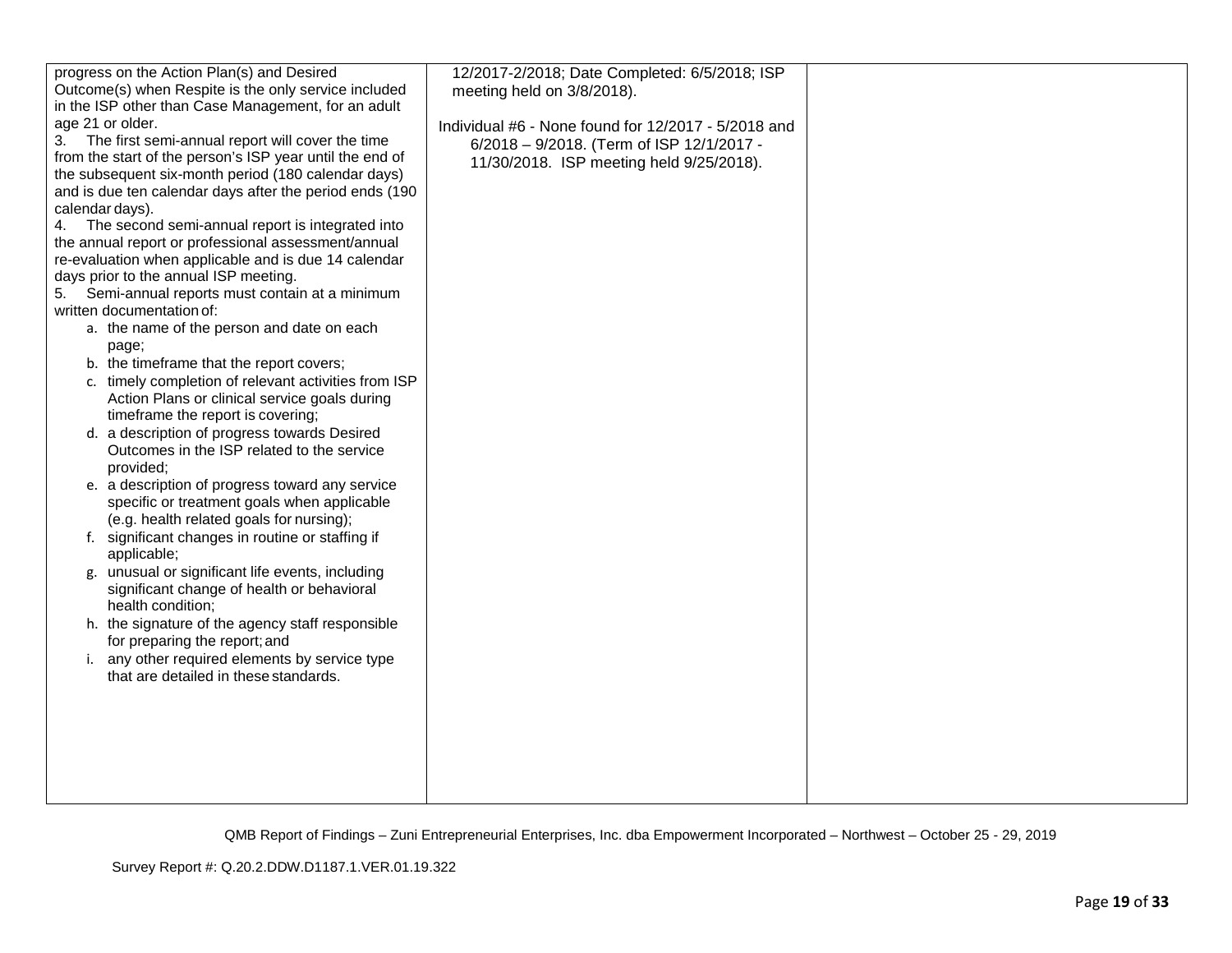| | | |
|---|---|---|
| progress on the Action Plan(s) and Desired Outcome(s) when Respite is the only service included in the ISP other than Case Management, for an adult age 21 or older.<br>3. The first semi-annual report will cover the time from the start of the person's ISP year until the end of the subsequent six-month period (180 calendar days) and is due ten calendar days after the period ends (190 calendar days).<br>4. The second semi-annual report is integrated into the annual report or professional assessment/annual re-evaluation when applicable and is due 14 calendar days prior to the annual ISP meeting.<br>5. Semi-annual reports must contain at a minimum written documentation of:<br>a. the name of the person and date on each page;<br>b. the timeframe that the report covers;<br>c. timely completion of relevant activities from ISP Action Plans or clinical service goals during timeframe the report is covering;<br>d. a description of progress towards Desired Outcomes in the ISP related to the service provided;<br>e. a description of progress toward any service specific or treatment goals when applicable (e.g. health related goals for nursing);<br>f. significant changes in routine or staffing if applicable;<br>g. unusual or significant life events, including significant change of health or behavioral health condition;<br>h. the signature of the agency staff responsible for preparing the report; and<br>i. any other required elements by service type that are detailed in these standards. | 12/2017-2/2018; Date Completed: 6/5/2018; ISP meeting held on 3/8/2018).<br><br>Individual #6 - None found for 12/2017 - 5/2018 and 6/2018 – 9/2018. (Term of ISP 12/1/2017 - 11/30/2018. ISP meeting held 9/25/2018). | |

QMB Report of Findings – Zuni Entrepreneurial Enterprises, Inc. dba Empowerment Incorporated – Northwest – October 25 - 29, 2019

Survey Report #: Q.20.2.DDW.D1187.1.VER.01.19.322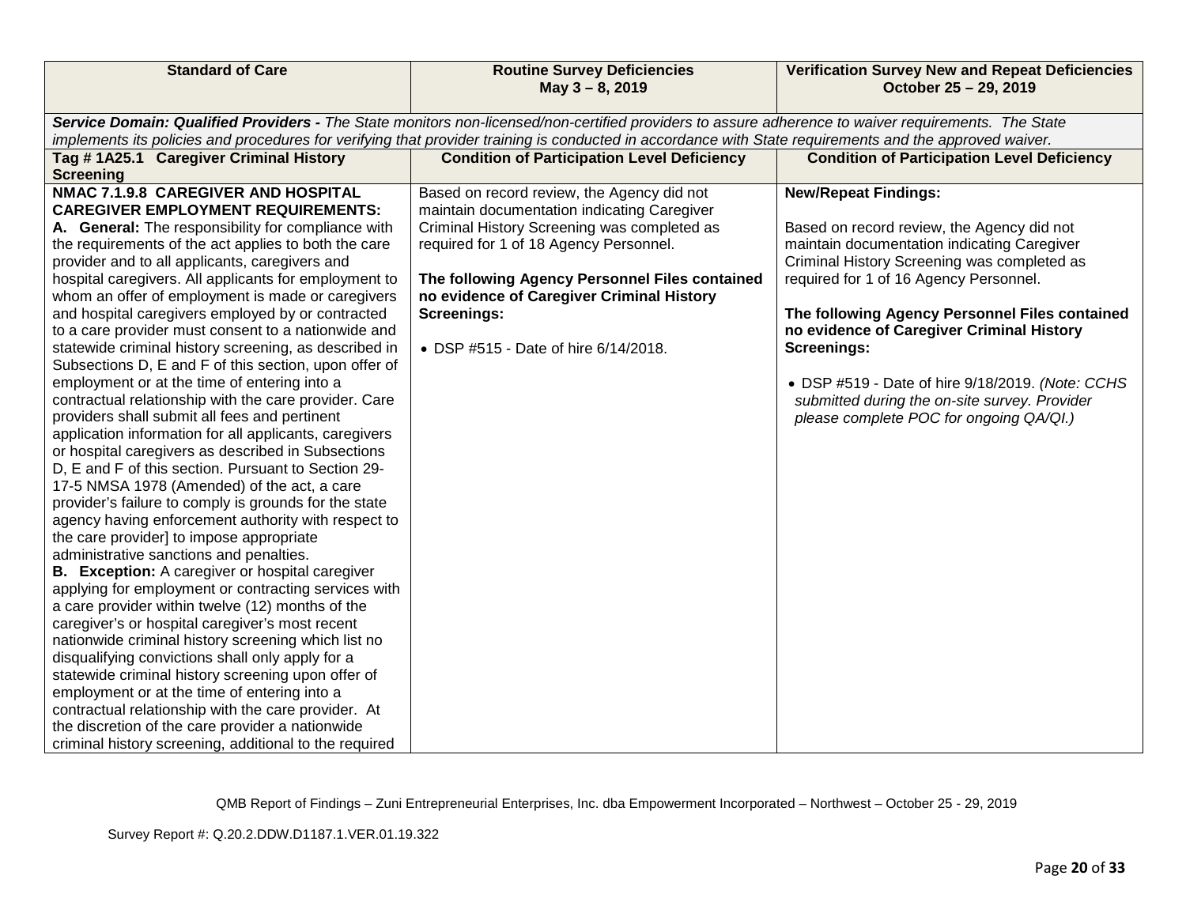| Standard of Care | Routine Survey Deficiencies May 3 – 8, 2019 | Verification Survey New and Repeat Deficiencies October 25 – 29, 2019 |
|---|---|---|
| ***Service Domain: Qualified Providers -*** *The State monitors non-licensed/non-certified providers to assure adherence to waiver requirements. The State implements its policies and procedures for verifying that provider training is conducted in accordance with State requirements and the approved waiver.* | | |
| **Tag # 1A25.1 Caregiver Criminal History Screening** | **Condition of Participation Level Deficiency** | **Condition of Participation Level Deficiency** |
| **NMAC 7.1.9.8 CAREGIVER AND HOSPITAL CAREGIVER EMPLOYMENT REQUIREMENTS:**<br>**A. General:** The responsibility for compliance with the requirements of the act applies to both the care provider and to all applicants, caregivers and hospital caregivers. All applicants for employment to whom an offer of employment is made or caregivers and hospital caregivers employed by or contracted to a care provider must consent to a nationwide and statewide criminal history screening, as described in Subsections D, E and F of this section, upon offer of employment or at the time of entering into a contractual relationship with the care provider. Care providers shall submit all fees and pertinent application information for all applicants, caregivers or hospital caregivers as described in Subsections D, E and F of this section. Pursuant to Section 29-17-5 NMSA 1978 (Amended) of the act, a care provider's failure to comply is grounds for the state agency having enforcement authority with respect to the care provider] to impose appropriate administrative sanctions and penalties.<br>**B. Exception:** A caregiver or hospital caregiver applying for employment or contracting services with a care provider within twelve (12) months of the caregiver's or hospital caregiver's most recent nationwide criminal history screening which list no disqualifying convictions shall only apply for a statewide criminal history screening upon offer of employment or at the time of entering into a contractual relationship with the care provider. At the discretion of the care provider a nationwide criminal history screening, additional to the required | Based on record review, the Agency did not maintain documentation indicating Caregiver Criminal History Screening was completed as required for 1 of 18 Agency Personnel.<br><br>**The following Agency Personnel Files contained no evidence of Caregiver Criminal History Screenings:**<br><br>• DSP #515 - Date of hire 6/14/2018. | **New/Repeat Findings:**<br><br>Based on record review, the Agency did not maintain documentation indicating Caregiver Criminal History Screening was completed as required for 1 of 16 Agency Personnel.<br><br>**The following Agency Personnel Files contained no evidence of Caregiver Criminal History Screenings:**<br><br>• DSP #519 - Date of hire 9/18/2019. *(Note: CCHS submitted during the on-site survey. Provider please complete POC for ongoing QA/QI.)* |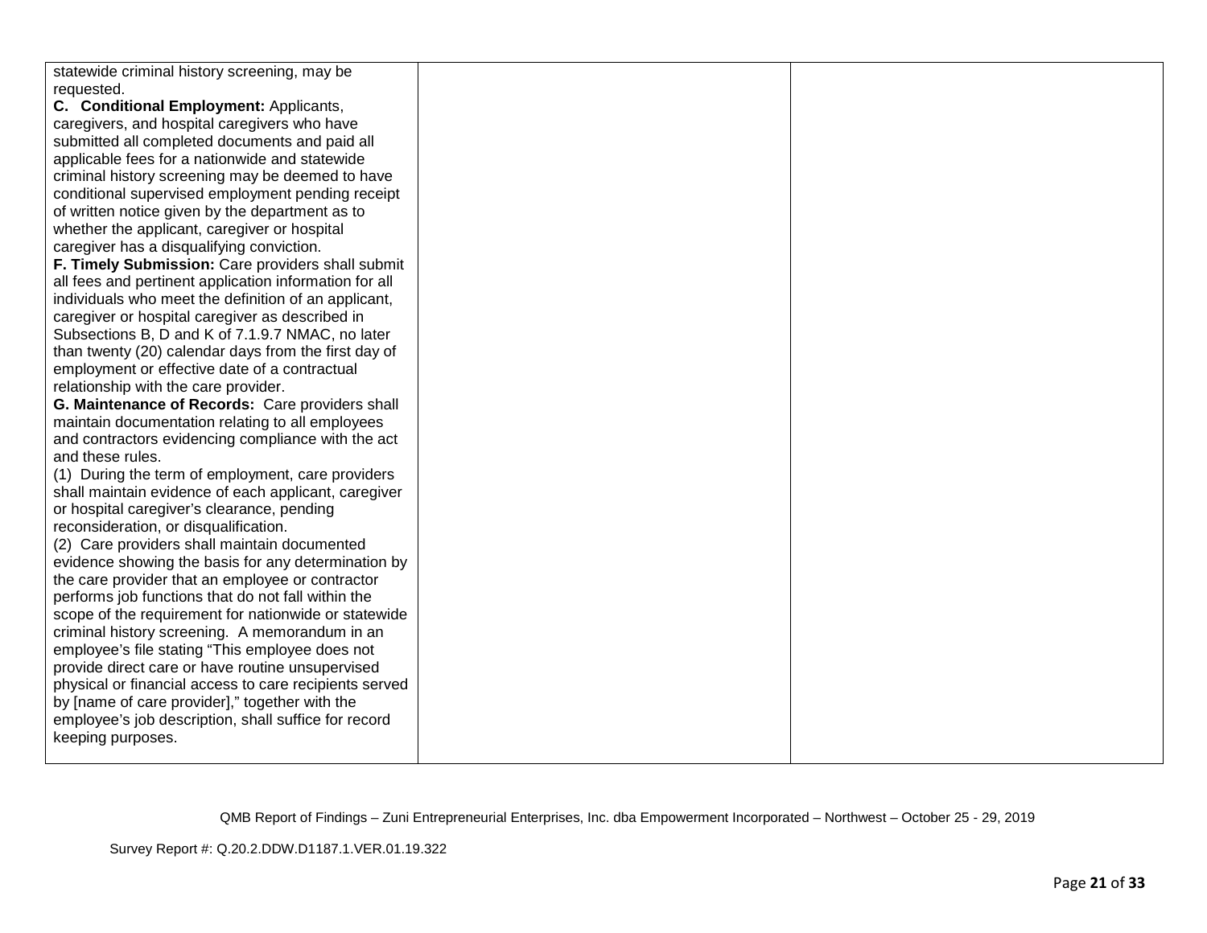| | | |
|---|---|---|
| statewide criminal history screening, may be requested.<br>**C. Conditional Employment:** Applicants, caregivers, and hospital caregivers who have submitted all completed documents and paid all applicable fees for a nationwide and statewide criminal history screening may be deemed to have conditional supervised employment pending receipt of written notice given by the department as to whether the applicant, caregiver or hospital caregiver has a disqualifying conviction.<br>**F. Timely Submission:** Care providers shall submit all fees and pertinent application information for all individuals who meet the definition of an applicant, caregiver or hospital caregiver as described in Subsections B, D and K of 7.1.9.7 NMAC, no later than twenty (20) calendar days from the first day of employment or effective date of a contractual relationship with the care provider.<br>**G. Maintenance of Records:** Care providers shall maintain documentation relating to all employees and contractors evidencing compliance with the act and these rules.<br>(1) During the term of employment, care providers shall maintain evidence of each applicant, caregiver or hospital caregiver's clearance, pending reconsideration, or disqualification.<br>(2) Care providers shall maintain documented evidence showing the basis for any determination by the care provider that an employee or contractor performs job functions that do not fall within the scope of the requirement for nationwide or statewide criminal history screening. A memorandum in an employee's file stating "This employee does not provide direct care or have routine unsupervised physical or financial access to care recipients served by [name of care provider]," together with the employee's job description, shall suffice for record keeping purposes. | | |

QMB Report of Findings – Zuni Entrepreneurial Enterprises, Inc. dba Empowerment Incorporated – Northwest – October 25 - 29, 2019

Survey Report #: Q.20.2.DDW.D1187.1.VER.01.19.322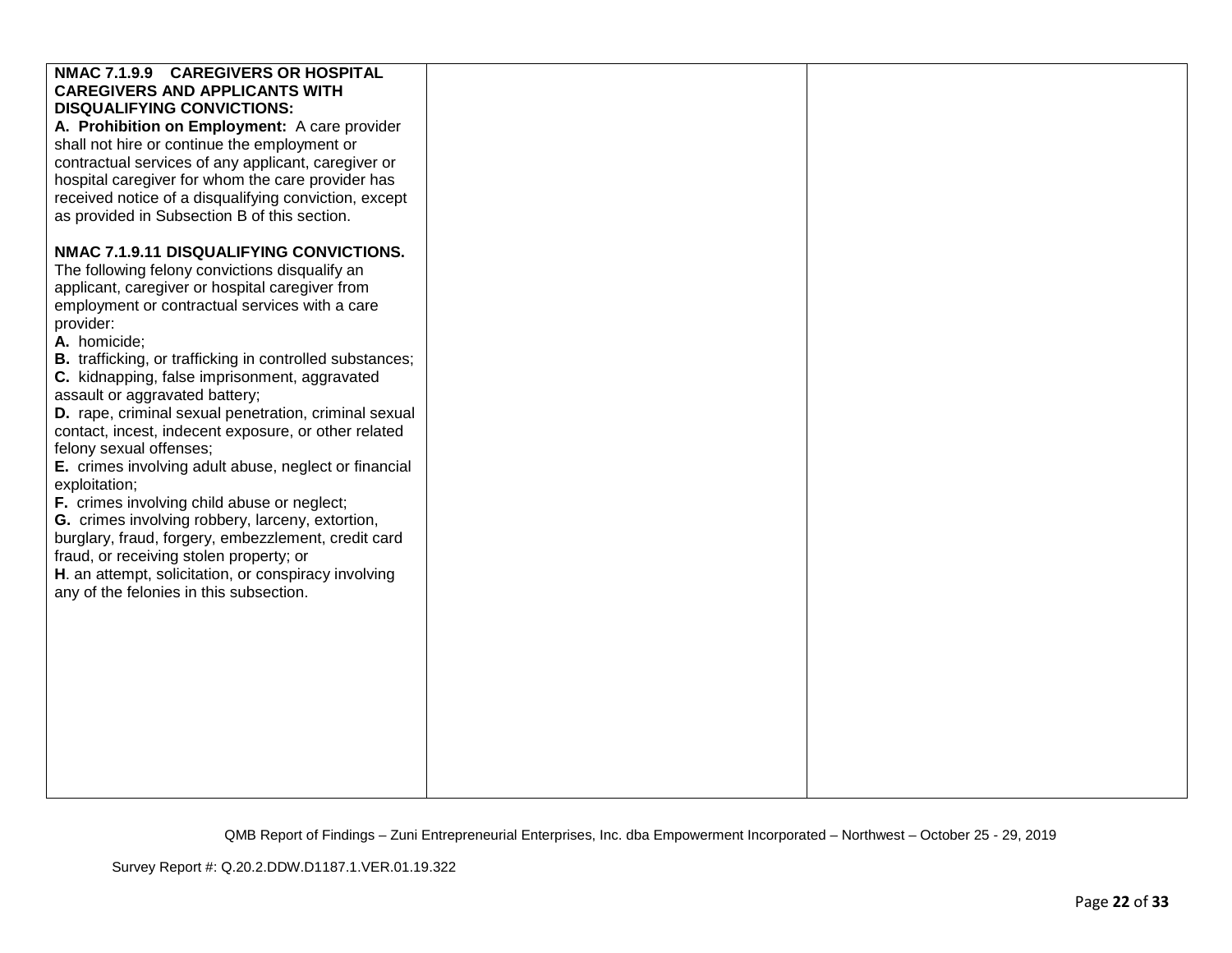| | | |
|---|---|---|
| **NMAC 7.1.9.9 CAREGIVERS OR HOSPITAL CAREGIVERS AND APPLICANTS WITH DISQUALIFYING CONVICTIONS:**<br>**A. Prohibition on Employment:** A care provider shall not hire or continue the employment or contractual services of any applicant, caregiver or hospital caregiver for whom the care provider has received notice of a disqualifying conviction, except as provided in Subsection B of this section.<br><br>**NMAC 7.1.9.11 DISQUALIFYING CONVICTIONS.** The following felony convictions disqualify an applicant, caregiver or hospital caregiver from employment or contractual services with a care provider:<br>**A.** homicide;<br>**B.** trafficking, or trafficking in controlled substances;<br>**C.** kidnapping, false imprisonment, aggravated assault or aggravated battery;<br>**D.** rape, criminal sexual penetration, criminal sexual contact, incest, indecent exposure, or other related felony sexual offenses;<br>**E.** crimes involving adult abuse, neglect or financial exploitation;<br>**F.** crimes involving child abuse or neglect;<br>**G.** crimes involving robbery, larceny, extortion, burglary, fraud, forgery, embezzlement, credit card fraud, or receiving stolen property; or<br>**H**. an attempt, solicitation, or conspiracy involving any of the felonies in this subsection. | | |

QMB Report of Findings – Zuni Entrepreneurial Enterprises, Inc. dba Empowerment Incorporated – Northwest – October 25 - 29, 2019

Survey Report #: Q.20.2.DDW.D1187.1.VER.01.19.322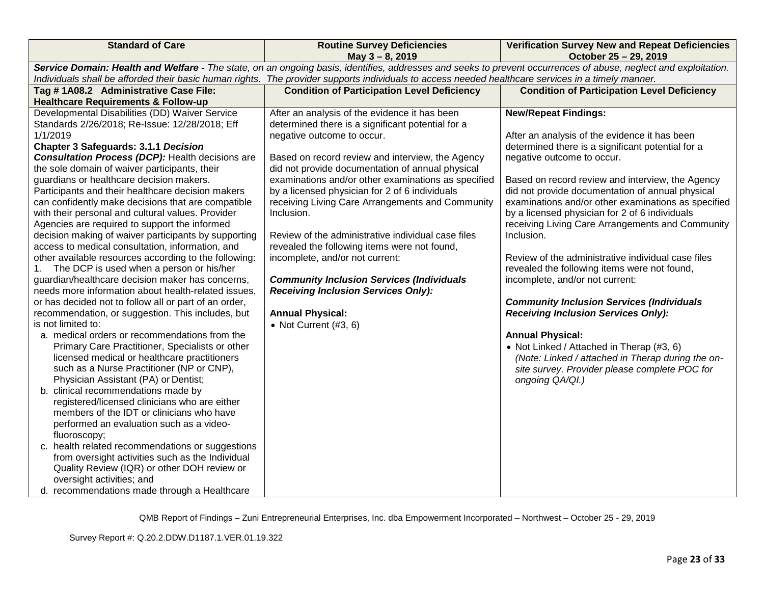| Standard of Care | Routine Survey Deficiencies<br>May 3 – 8, 2019 | Verification Survey New and Repeat Deficiencies<br>October 25 – 29, 2019 |
|---|---|---|
| ***Service Domain: Health and Welfare -*** *The state, on an ongoing basis, identifies, addresses and seeks to prevent occurrences of abuse, neglect and exploitation. Individuals shall be afforded their basic human rights. The provider supports individuals to access needed healthcare services in a timely manner.* | | |
| **Tag # 1A08.2 Administrative Case File: Healthcare Requirements & Follow-up** | **Condition of Participation Level Deficiency** | **Condition of Participation Level Deficiency** |
| Developmental Disabilities (DD) Waiver Service Standards 2/26/2018; Re-Issue: 12/28/2018; Eff 1/1/2019<br>**Chapter 3 Safeguards: 3.1.1 *Decision Consultation Process (DCP):*** Health decisions are the sole domain of waiver participants, their guardians or healthcare decision makers. Participants and their healthcare decision makers can confidently make decisions that are compatible with their personal and cultural values. Provider Agencies are required to support the informed decision making of waiver participants by supporting access to medical consultation, information, and other available resources according to the following:<br>1. The DCP is used when a person or his/her guardian/healthcare decision maker has concerns, needs more information about health-related issues, or has decided not to follow all or part of an order, recommendation, or suggestion. This includes, but is not limited to:<br>a. medical orders or recommendations from the Primary Care Practitioner, Specialists or other licensed medical or healthcare practitioners such as a Nurse Practitioner (NP or CNP), Physician Assistant (PA) or Dentist;<br>b. clinical recommendations made by registered/licensed clinicians who are either members of the IDT or clinicians who have performed an evaluation such as a video-fluoroscopy;<br>c. health related recommendations or suggestions from oversight activities such as the Individual Quality Review (IQR) or other DOH review or oversight activities; and<br>d. recommendations made through a Healthcare | After an analysis of the evidence it has been determined there is a significant potential for a negative outcome to occur.<br><br>Based on record review and interview, the Agency did not provide documentation of annual physical examinations and/or other examinations as specified by a licensed physician for 2 of 6 individuals receiving Living Care Arrangements and Community Inclusion.<br><br>Review of the administrative individual case files revealed the following items were not found, incomplete, and/or not current:<br><br>***Community Inclusion Services (Individuals Receiving Inclusion Services Only):***<br><br>**Annual Physical:**<br>• Not Current (#3, 6) | **New/Repeat Findings:**<br><br>After an analysis of the evidence it has been determined there is a significant potential for a negative outcome to occur.<br><br>Based on record review and interview, the Agency did not provide documentation of annual physical examinations and/or other examinations as specified by a licensed physician for 2 of 6 individuals receiving Living Care Arrangements and Community Inclusion.<br><br>Review of the administrative individual case files revealed the following items were not found, incomplete, and/or not current:<br><br>***Community Inclusion Services (Individuals Receiving Inclusion Services Only):***<br><br>**Annual Physical:**<br>• Not Linked / Attached in Therap (#3, 6)<br>*(Note: Linked / attached in Therap during the on-site survey. Provider please complete POC for ongoing QA/QI.)* |

QMB Report of Findings – Zuni Entrepreneurial Enterprises, Inc. dba Empowerment Incorporated – Northwest – October 25 - 29, 2019

Survey Report #: Q.20.2.DDW.D1187.1.VER.01.19.322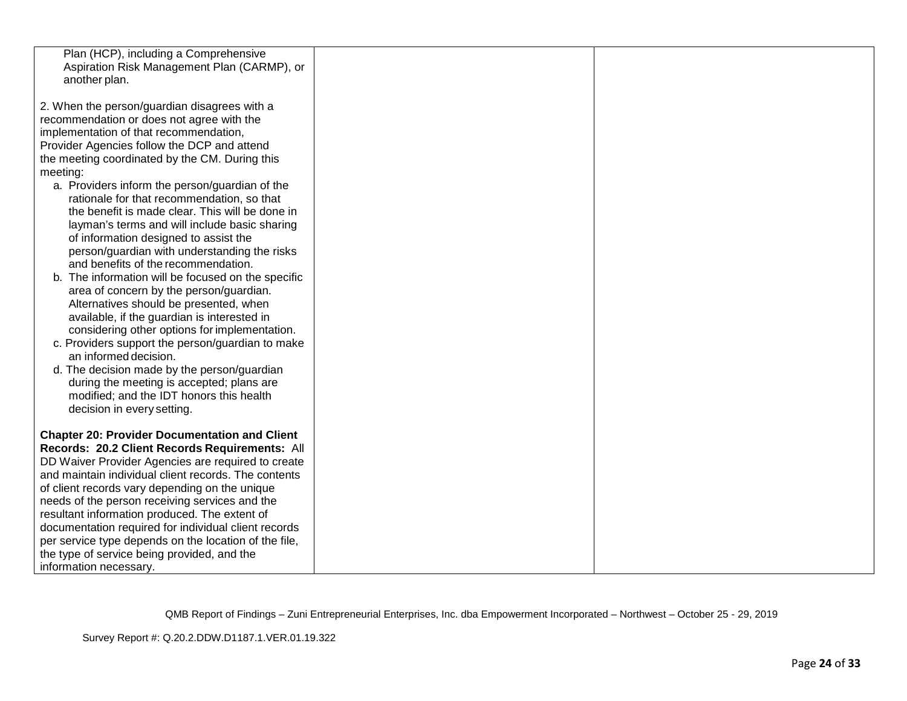| | | |
|---|---|---|
| Plan (HCP), including a Comprehensive Aspiration Risk Management Plan (CARMP), or another plan.<br><br>2. When the person/guardian disagrees with a recommendation or does not agree with the implementation of that recommendation, Provider Agencies follow the DCP and attend the meeting coordinated by the CM. During this meeting:<br>a. Providers inform the person/guardian of the rationale for that recommendation, so that the benefit is made clear. This will be done in layman's terms and will include basic sharing of information designed to assist the person/guardian with understanding the risks and benefits of the recommendation.<br>b. The information will be focused on the specific area of concern by the person/guardian. Alternatives should be presented, when available, if the guardian is interested in considering other options for implementation.<br>c. Providers support the person/guardian to make an informed decision.<br>d. The decision made by the person/guardian during the meeting is accepted; plans are modified; and the IDT honors this health decision in every setting.<br><br>**Chapter 20: Provider Documentation and Client Records: 20.2 Client Records Requirements:** All DD Waiver Provider Agencies are required to create and maintain individual client records. The contents of client records vary depending on the unique needs of the person receiving services and the resultant information produced. The extent of documentation required for individual client records per service type depends on the location of the file, the type of service being provided, and the information necessary. | | |

QMB Report of Findings – Zuni Entrepreneurial Enterprises, Inc. dba Empowerment Incorporated – Northwest – October 25 - 29, 2019

Survey Report #: Q.20.2.DDW.D1187.1.VER.01.19.322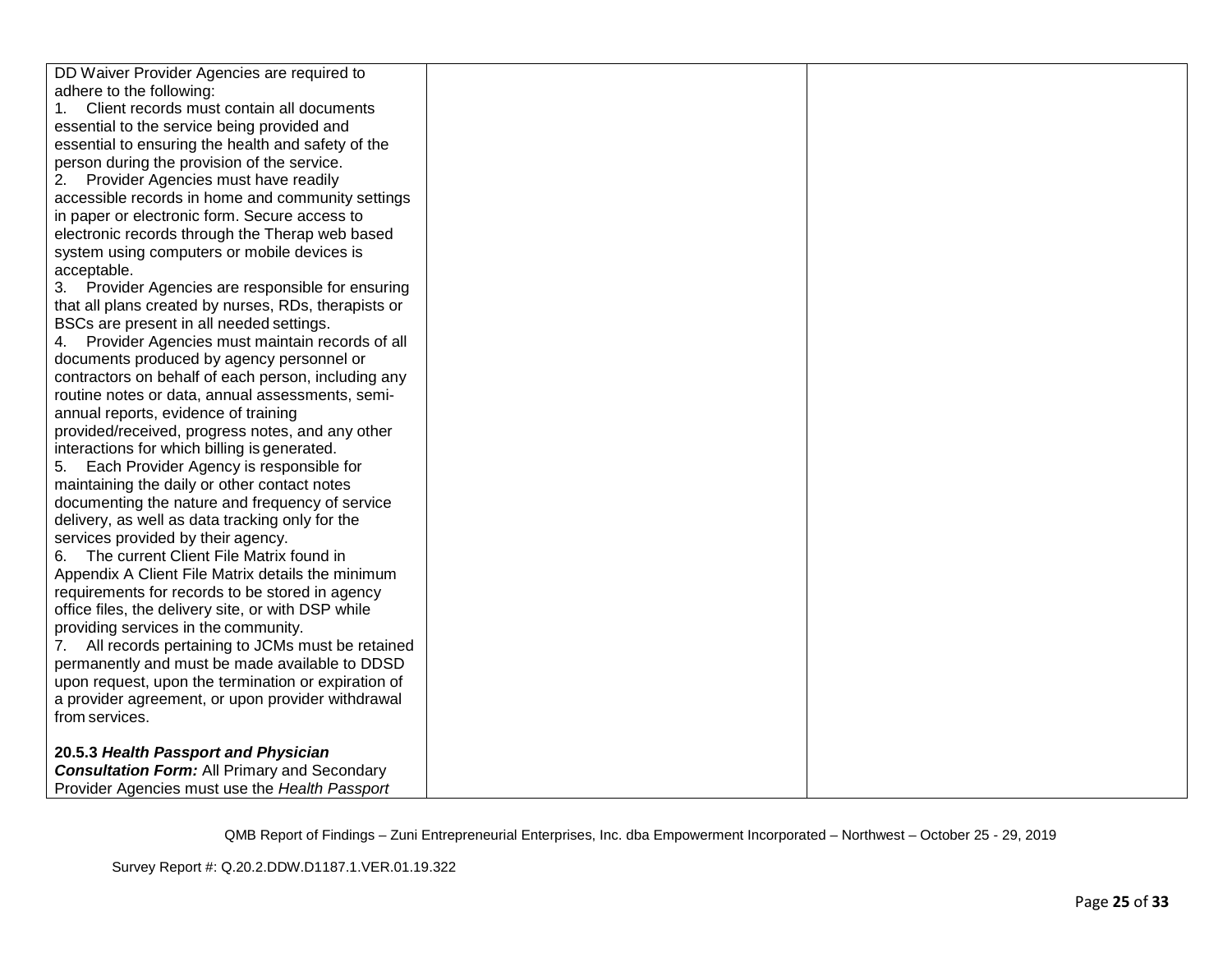| | | |
|---|---|---|
| DD Waiver Provider Agencies are required to adhere to the following:<br>1. Client records must contain all documents essential to the service being provided and essential to ensuring the health and safety of the person during the provision of the service.<br>2. Provider Agencies must have readily accessible records in home and community settings in paper or electronic form. Secure access to electronic records through the Therap web based system using computers or mobile devices is acceptable.<br>3. Provider Agencies are responsible for ensuring that all plans created by nurses, RDs, therapists or BSCs are present in all needed settings.<br>4. Provider Agencies must maintain records of all documents produced by agency personnel or contractors on behalf of each person, including any routine notes or data, annual assessments, semi-annual reports, evidence of training provided/received, progress notes, and any other interactions for which billing is generated.<br>5. Each Provider Agency is responsible for maintaining the daily or other contact notes documenting the nature and frequency of service delivery, as well as data tracking only for the services provided by their agency.<br>6. The current Client File Matrix found in Appendix A Client File Matrix details the minimum requirements for records to be stored in agency office files, the delivery site, or with DSP while providing services in the community.<br>7. All records pertaining to JCMs must be retained permanently and must be made available to DDSD upon request, upon the termination or expiration of a provider agreement, or upon provider withdrawal from services.<br><br>**20.5.3 *Health Passport and Physician Consultation Form:*** All Primary and Secondary Provider Agencies must use the *Health Passport* | | |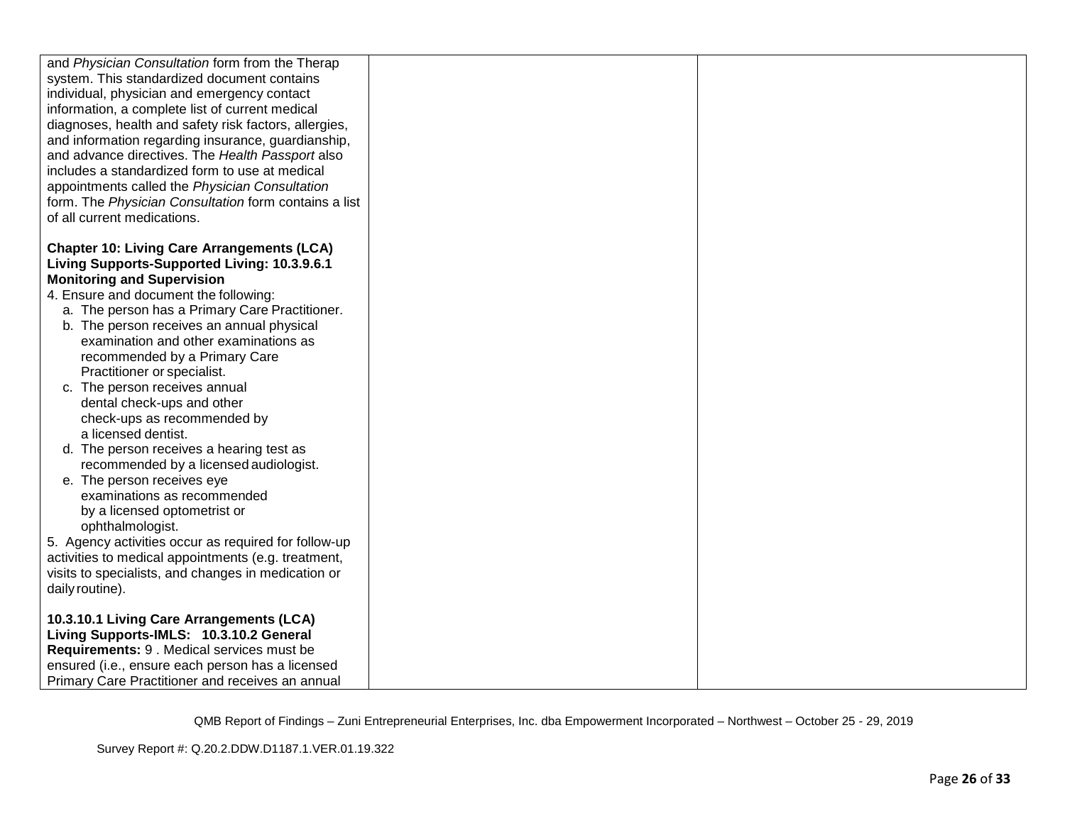| | | |
|---|---|---|
| and *Physician Consultation* form from the Therap system. This standardized document contains individual, physician and emergency contact information, a complete list of current medical diagnoses, health and safety risk factors, allergies, and information regarding insurance, guardianship, and advance directives. The *Health Passport* also includes a standardized form to use at medical appointments called the *Physician Consultation* form. The *Physician Consultation* form contains a list of all current medications.<br><br>**Chapter 10: Living Care Arrangements (LCA) Living Supports-Supported Living: 10.3.9.6.1 Monitoring and Supervision**<br>4. Ensure and document the following:<br>a. The person has a Primary Care Practitioner.<br>b. The person receives an annual physical examination and other examinations as recommended by a Primary Care Practitioner or specialist.<br>c. The person receives annual dental check-ups and other check-ups as recommended by a licensed dentist.<br>d. The person receives a hearing test as recommended by a licensed audiologist.<br>e. The person receives eye examinations as recommended by a licensed optometrist or ophthalmologist.<br>5. Agency activities occur as required for follow-up activities to medical appointments (e.g. treatment, visits to specialists, and changes in medication or daily routine).<br><br>**10.3.10.1 Living Care Arrangements (LCA) Living Supports-IMLS: 10.3.10.2 General Requirements:** 9 . Medical services must be ensured (i.e., ensure each person has a licensed Primary Care Practitioner and receives an annual | | |

QMB Report of Findings – Zuni Entrepreneurial Enterprises, Inc. dba Empowerment Incorporated – Northwest – October 25 - 29, 2019

Survey Report #: Q.20.2.DDW.D1187.1.VER.01.19.322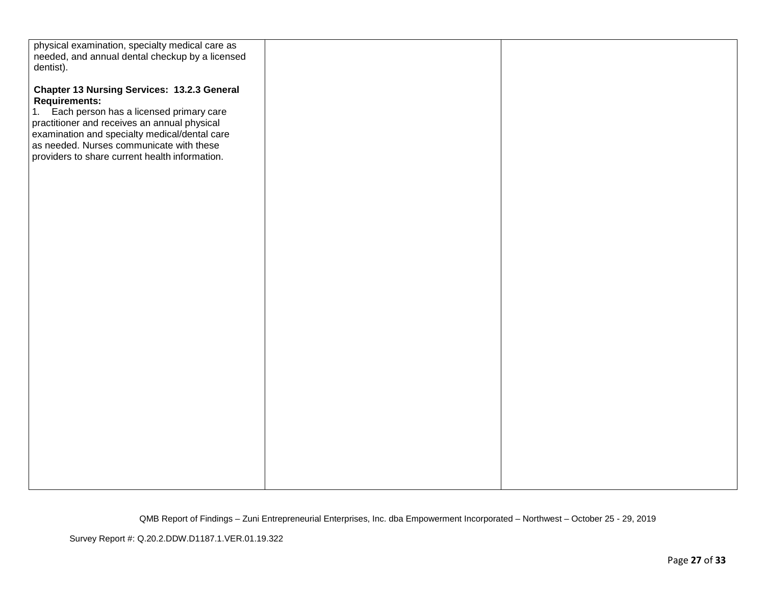| | | |
|---|---|---|
| physical examination, specialty medical care as needed, and annual dental checkup by a licensed dentist).<br><br>**Chapter 13 Nursing Services: 13.2.3 General Requirements:**<br>1. Each person has a licensed primary care practitioner and receives an annual physical examination and specialty medical/dental care as needed. Nurses communicate with these providers to share current health information. | | |

QMB Report of Findings – Zuni Entrepreneurial Enterprises, Inc. dba Empowerment Incorporated – Northwest – October 25 - 29, 2019

Survey Report #: Q.20.2.DDW.D1187.1.VER.01.19.322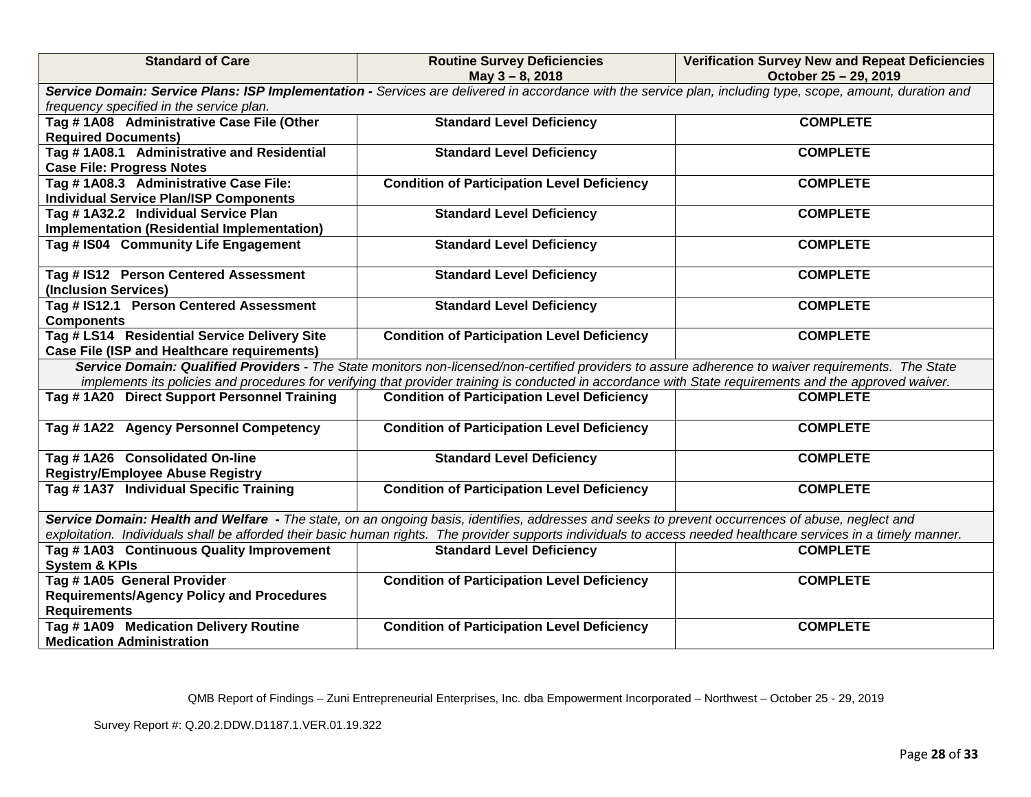| Standard of Care | Routine Survey Deficiencies May 3 – 8, 2018 | Verification Survey New and Repeat Deficiencies October 25 – 29, 2019 |
|---|---|---|
| ***Service Domain: Service Plans: ISP Implementation -*** *Services are delivered in accordance with the service plan, including type, scope, amount, duration and frequency specified in the service plan.* | | |
| **Tag # 1A08 Administrative Case File (Other Required Documents)** | **Standard Level Deficiency** | **COMPLETE** |
| **Tag # 1A08.1 Administrative and Residential Case File: Progress Notes** | **Standard Level Deficiency** | **COMPLETE** |
| **Tag # 1A08.3 Administrative Case File: Individual Service Plan/ISP Components** | **Condition of Participation Level Deficiency** | **COMPLETE** |
| **Tag # 1A32.2 Individual Service Plan Implementation (Residential Implementation)** | **Standard Level Deficiency** | **COMPLETE** |
| **Tag # IS04 Community Life Engagement** | **Standard Level Deficiency** | **COMPLETE** |
| **Tag # IS12 Person Centered Assessment (Inclusion Services)** | **Standard Level Deficiency** | **COMPLETE** |
| **Tag # IS12.1 Person Centered Assessment Components** | **Standard Level Deficiency** | **COMPLETE** |
| **Tag # LS14 Residential Service Delivery Site Case File (ISP and Healthcare requirements)** | **Condition of Participation Level Deficiency** | **COMPLETE** |
| ***Service Domain: Qualified Providers -*** *The State monitors non-licensed/non-certified providers to assure adherence to waiver requirements. The State implements its policies and procedures for verifying that provider training is conducted in accordance with State requirements and the approved waiver.* | | |
| **Tag # 1A20 Direct Support Personnel Training** | **Condition of Participation Level Deficiency** | **COMPLETE** |
| **Tag # 1A22 Agency Personnel Competency** | **Condition of Participation Level Deficiency** | **COMPLETE** |
| **Tag # 1A26 Consolidated On-line Registry/Employee Abuse Registry** | **Standard Level Deficiency** | **COMPLETE** |
| **Tag # 1A37 Individual Specific Training** | **Condition of Participation Level Deficiency** | **COMPLETE** |
| ***Service Domain: Health and Welfare -*** *The state, on an ongoing basis, identifies, addresses and seeks to prevent occurrences of abuse, neglect and exploitation. Individuals shall be afforded their basic human rights. The provider supports individuals to access needed healthcare services in a timely manner.* | | |
| **Tag # 1A03 Continuous Quality Improvement System & KPIs** | **Standard Level Deficiency** | **COMPLETE** |
| **Tag # 1A05 General Provider Requirements/Agency Policy and Procedures Requirements** | **Condition of Participation Level Deficiency** | **COMPLETE** |
| **Tag # 1A09 Medication Delivery Routine Medication Administration** | **Condition of Participation Level Deficiency** | **COMPLETE** |

QMB Report of Findings – Zuni Entrepreneurial Enterprises, Inc. dba Empowerment Incorporated – Northwest – October 25 - 29, 2019

Survey Report #: Q.20.2.DDW.D1187.1.VER.01.19.322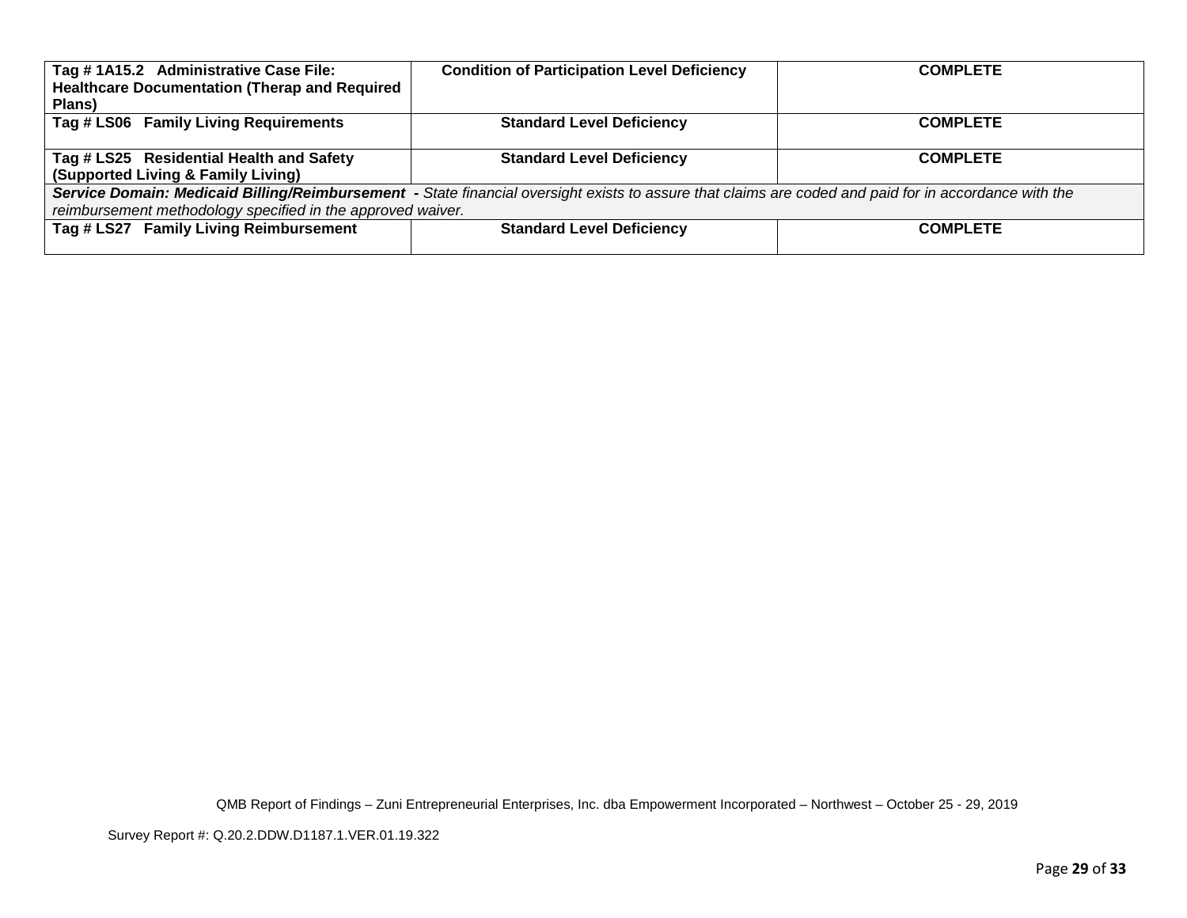| Tag # 1A15.2 Administrative Case File: Healthcare Documentation (Therap and Required Plans) | Condition of Participation Level Deficiency | COMPLETE |
|---|---|---|
| Tag # LS06 Family Living Requirements | Standard Level Deficiency | COMPLETE |
| Tag # LS25 Residential Health and Safety (Supported Living & Family Living) | Standard Level Deficiency | COMPLETE |
| ***Service Domain: Medicaid Billing/Reimbursement*** - *State financial oversight exists to assure that claims are coded and paid for in accordance with the reimbursement methodology specified in the approved waiver.* | | |
| Tag # LS27 Family Living Reimbursement | Standard Level Deficiency | COMPLETE |

QMB Report of Findings – Zuni Entrepreneurial Enterprises, Inc. dba Empowerment Incorporated – Northwest – October 25 - 29, 2019

Survey Report #: Q.20.2.DDW.D1187.1.VER.01.19.322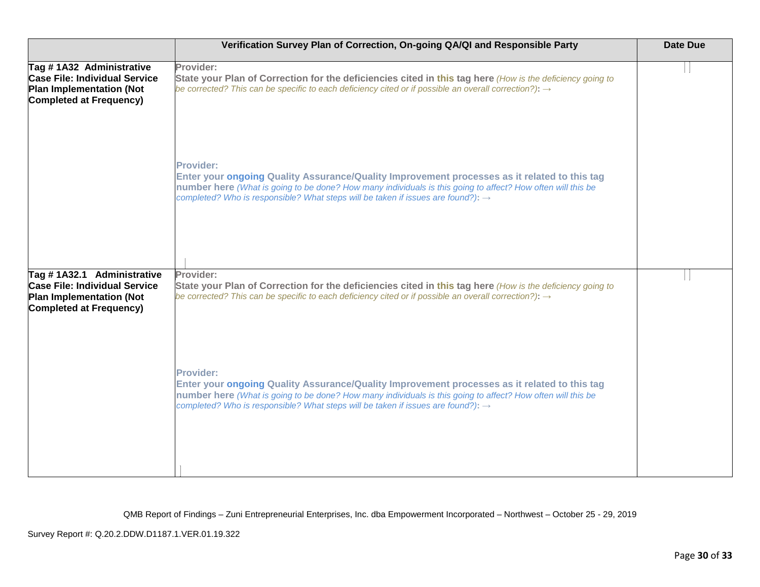| | Verification Survey Plan of Correction, On-going QA/QI and Responsible Party | Date Due |
|---|---|---|
| **Tag # 1A32 Administrative Case File: Individual Service Plan Implementation (Not Completed at Frequency)** | **Provider:**<br>**State your Plan of Correction for the deficiencies cited in this tag here** *(How is the deficiency going to be corrected? This can be specific to each deficiency cited or if possible an overall correction?)*: →<br><br>**Provider:**<br>**Enter your ongoing Quality Assurance/Quality Improvement processes as it related to this tag number here** *(What is going to be done? How many individuals is this going to affect? How often will this be completed? Who is responsible? What steps will be taken if issues are found?)*: → | |
| **Tag # 1A32.1 Administrative Case File: Individual Service Plan Implementation (Not Completed at Frequency)** | **Provider:**<br>**State your Plan of Correction for the deficiencies cited in this tag here** *(How is the deficiency going to be corrected? This can be specific to each deficiency cited or if possible an overall correction?)*: →<br><br>**Provider:**<br>**Enter your ongoing Quality Assurance/Quality Improvement processes as it related to this tag number here** *(What is going to be done? How many individuals is this going to affect? How often will this be completed? Who is responsible? What steps will be taken if issues are found?)*: → | |

QMB Report of Findings – Zuni Entrepreneurial Enterprises, Inc. dba Empowerment Incorporated – Northwest – October 25 - 29, 2019

Survey Report #: Q.20.2.DDW.D1187.1.VER.01.19.322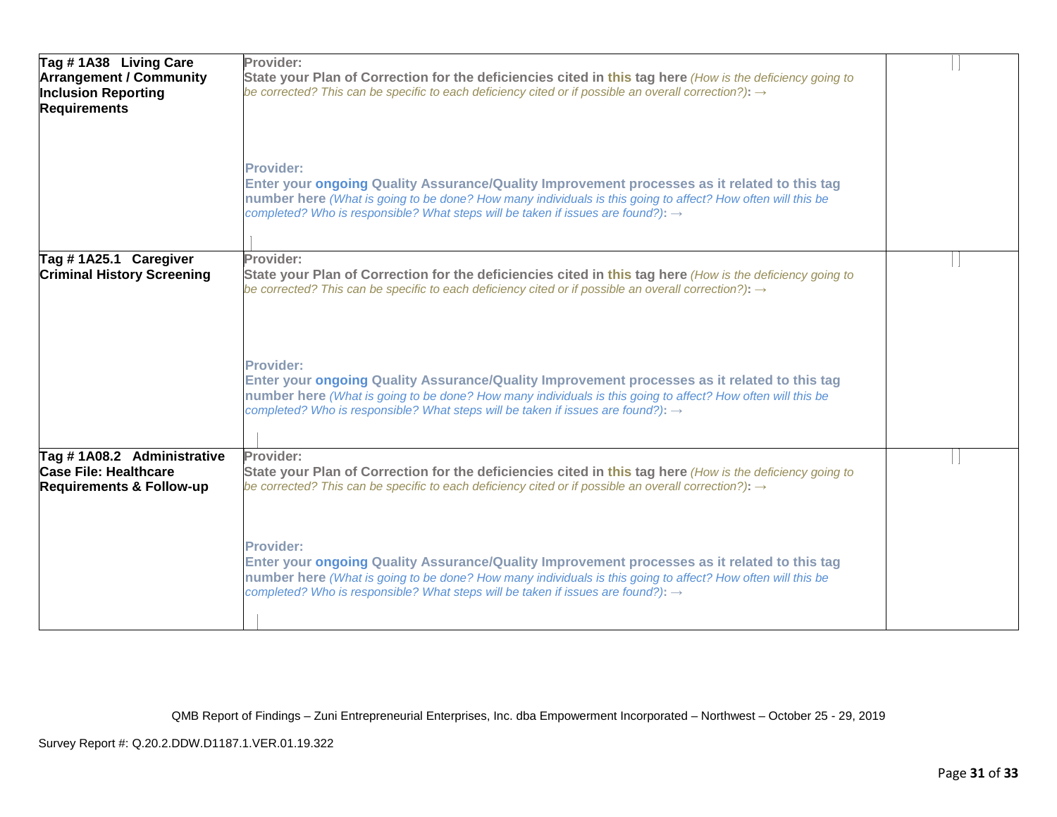| | | |
|---|---|---|
| **Tag # 1A38 Living Care Arrangement / Community Inclusion Reporting Requirements** | **Provider:**<br>**State your Plan of Correction for the deficiencies cited in this tag here** *(How is the deficiency going to be corrected? This can be specific to each deficiency cited or if possible an overall correction?)*: →<br><br>**Provider:**<br>**Enter your ongoing Quality Assurance/Quality Improvement processes as it related to this tag number here** *(What is going to be done? How many individuals is this going to affect? How often will this be completed? Who is responsible? What steps will be taken if issues are found?)*: → | |
| **Tag # 1A25.1 Caregiver Criminal History Screening** | **Provider:**<br>**State your Plan of Correction for the deficiencies cited in this tag here** *(How is the deficiency going to be corrected? This can be specific to each deficiency cited or if possible an overall correction?)*: →<br><br>**Provider:**<br>**Enter your ongoing Quality Assurance/Quality Improvement processes as it related to this tag number here** *(What is going to be done? How many individuals is this going to affect? How often will this be completed? Who is responsible? What steps will be taken if issues are found?)*: → | |
| **Tag # 1A08.2 Administrative Case File: Healthcare Requirements & Follow-up** | **Provider:**<br>**State your Plan of Correction for the deficiencies cited in this tag here** *(How is the deficiency going to be corrected? This can be specific to each deficiency cited or if possible an overall correction?)*: →<br><br>**Provider:**<br>**Enter your ongoing Quality Assurance/Quality Improvement processes as it related to this tag number here** *(What is going to be done? How many individuals is this going to affect? How often will this be completed? Who is responsible? What steps will be taken if issues are found?)*: → | |

QMB Report of Findings – Zuni Entrepreneurial Enterprises, Inc. dba Empowerment Incorporated – Northwest – October 25 - 29, 2019

Survey Report #: Q.20.2.DDW.D1187.1.VER.01.19.322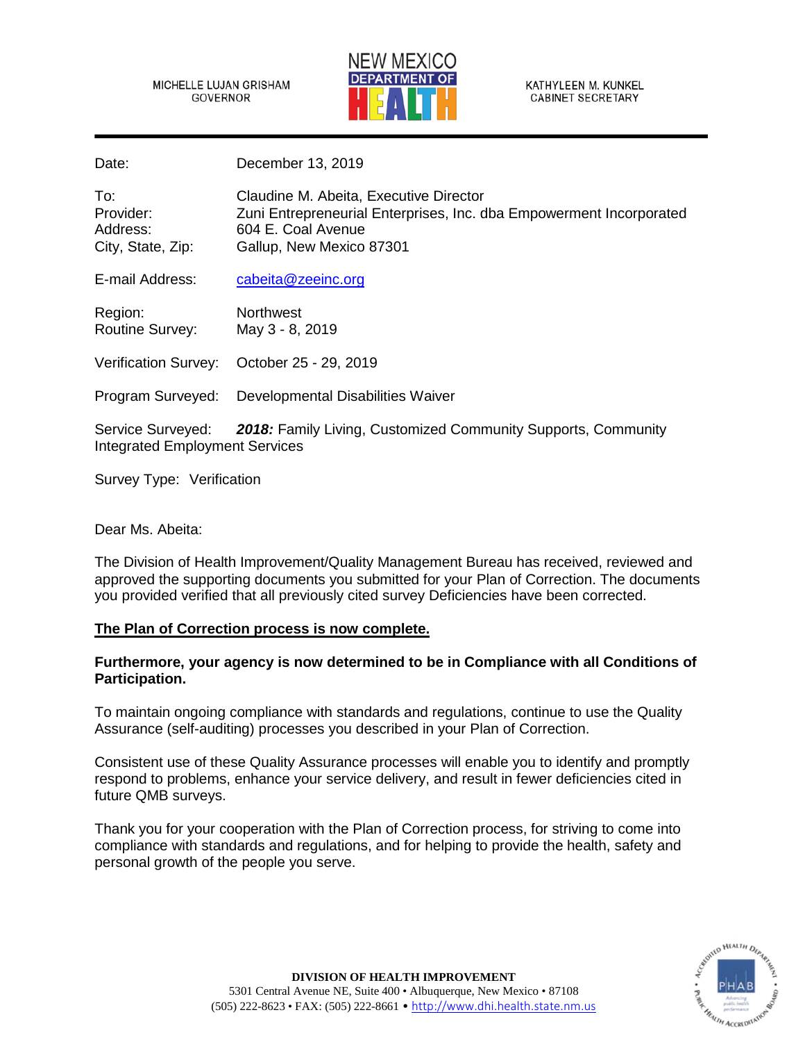MICHELLE LUJAN GRISHAM
GOVERNOR

NEW MEXICO
DEPARTMENT OF
HEALTH

KATHYLEEN M. KUNKEL
CABINET SECRETARY

Date: December 13, 2019

To: Claudine M. Abeita, Executive Director
Provider: Zuni Entrepreneurial Enterprises, Inc. dba Empowerment Incorporated
Address: 604 E. Coal Avenue
City, State, Zip: Gallup, New Mexico 87301

E-mail Address: cabeita@zeeinc.org

Region: Northwest
Routine Survey: May 3 - 8, 2019

Verification Survey: October 25 - 29, 2019

Program Surveyed: Developmental Disabilities Waiver

Service Surveyed: ***2018:*** Family Living, Customized Community Supports, Community Integrated Employment Services

Survey Type: Verification

Dear Ms. Abeita:

The Division of Health Improvement/Quality Management Bureau has received, reviewed and approved the supporting documents you submitted for your Plan of Correction. The documents you provided verified that all previously cited survey Deficiencies have been corrected.

**The Plan of Correction process is now complete.**

**Furthermore, your agency is now determined to be in Compliance with all Conditions of Participation.**

To maintain ongoing compliance with standards and regulations, continue to use the Quality Assurance (self-auditing) processes you described in your Plan of Correction.

Consistent use of these Quality Assurance processes will enable you to identify and promptly respond to problems, enhance your service delivery, and result in fewer deficiencies cited in future QMB surveys.

Thank you for your cooperation with the Plan of Correction process, for striving to come into compliance with standards and regulations, and for helping to provide the health, safety and personal growth of the people you serve.

**DIVISION OF HEALTH IMPROVEMENT**
5301 Central Avenue NE, Suite 400 • Albuquerque, New Mexico • 87108
(505) 222-8623 • FAX: (505) 222-8661 • http://www.dhi.health.state.nm.us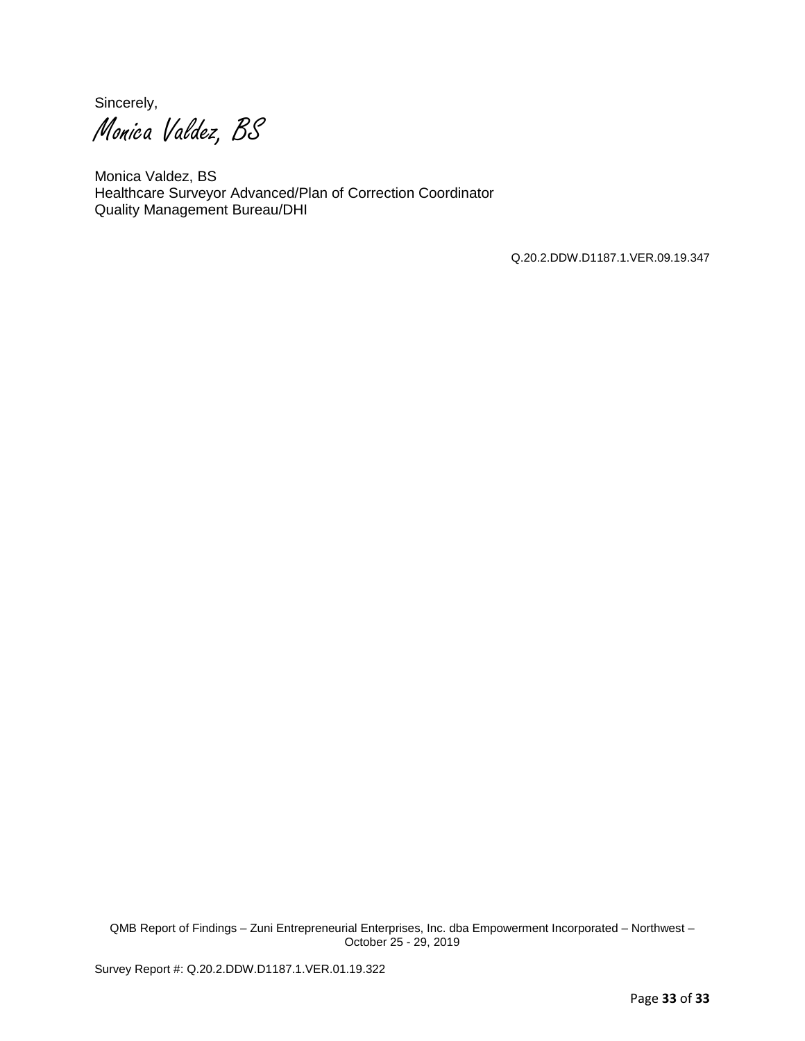Sincerely,

*Monica Valdez, BS*

Monica Valdez, BS
Healthcare Surveyor Advanced/Plan of Correction Coordinator
Quality Management Bureau/DHI

Q.20.2.DDW.D1187.1.VER.09.19.347